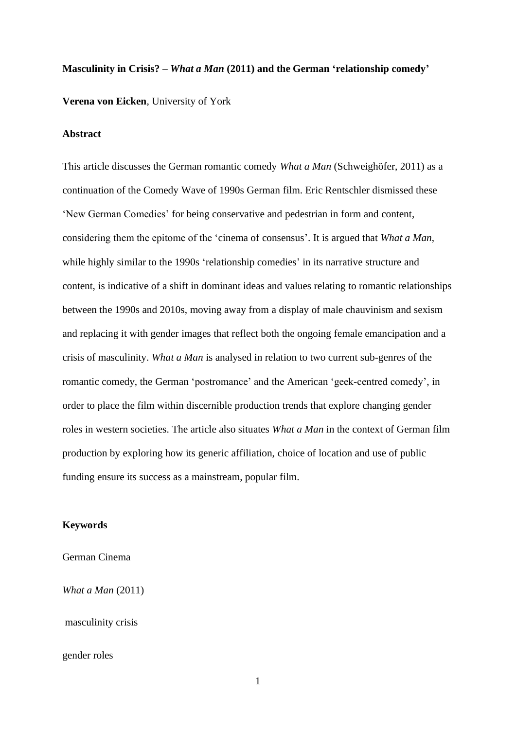# Masculinity in Crisis? – *What a Man* (2011) and the German 'relationship comedy'

**Verena von Eicken**, University of York

## Abstract

This article discusses the German romantic comedy *What a Man* (Schweighöfer, 2011) as a continuation of the Comedy Wave of 1990s German film. Eric Rentschler dismissed these 'New German Comedies' for being conservative and pedestrian in form and content, considering them the epitome of the 'cinema of consensus'. It is argued that *What a Man*, while highly similar to the 1990s 'relationship comedies' in its narrative structure and content, is indicative of a shift in dominant ideas and values relating to romantic relationships between the 1990s and 2010s, moving away from a display of male chauvinism and sexism and replacing it with gender images that reflect both the ongoing female emancipation and a crisis of masculinity. *What a Man* is analysed in relation to two current sub-genres of the romantic comedy, the German 'postromance' and the American 'geek-centred comedy', in order to place the film within discernible production trends that explore changing gender roles in western societies. The article also situates *What a Man* in the context of German film production by exploring how its generic affiliation, choice of location and use of public funding ensure its success as a mainstream, popular film.

## Keywords

German Cinema

*What a Man* (2011)

masculinity crisis

gender roles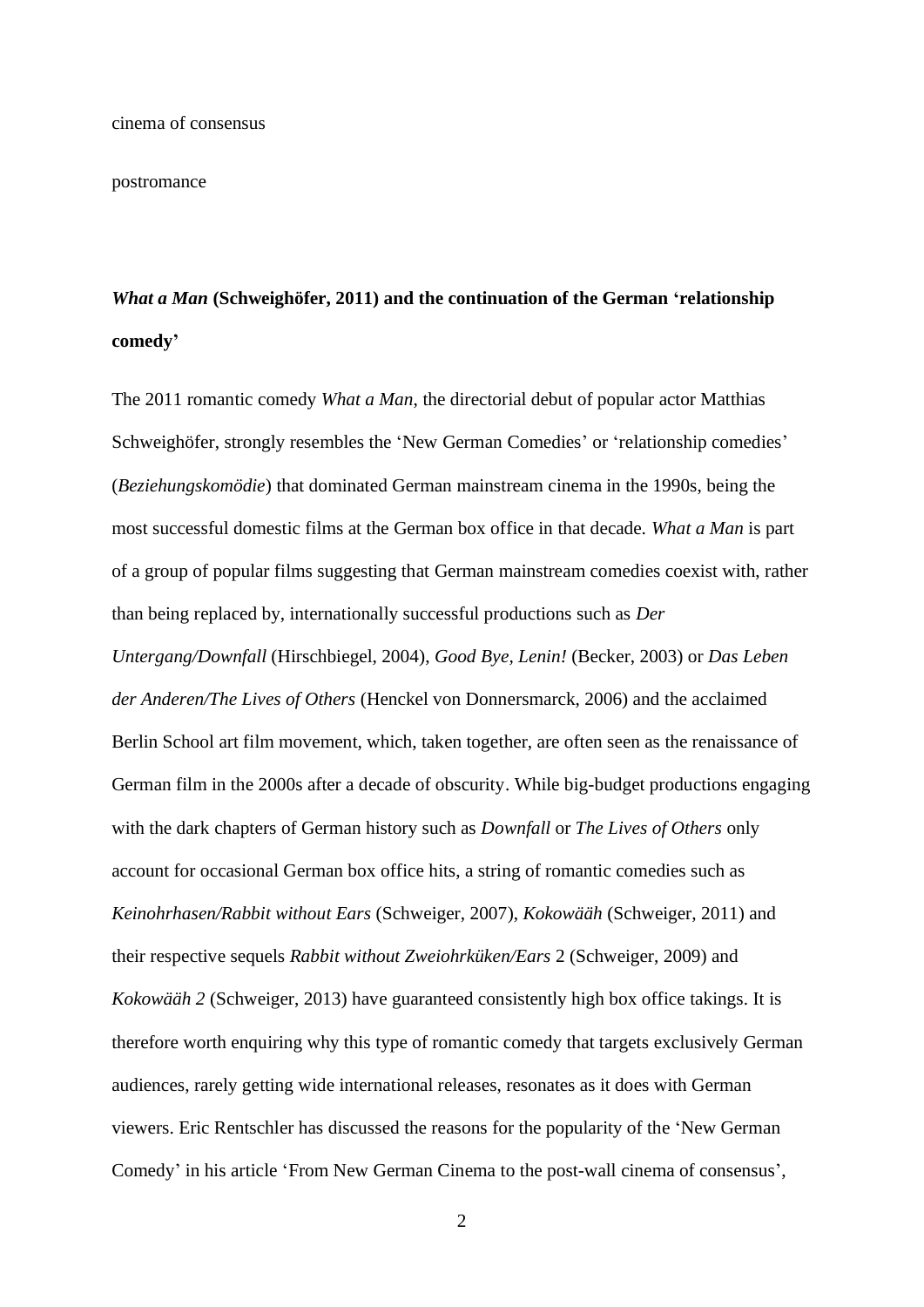cinema of consensus

postromance

## *What a Man* (Schweighöfer, 2011) and the continuation of the German 'relationship comedy'

The 2011 romantic comedy *What a Man*, the directorial debut of popular actor Matthias Schweighöfer, strongly resembles the 'New German Comedies' or 'relationship comedies' (*Beziehungskomödie*) that dominated German mainstream cinema in the 1990s, being the most successful domestic films at the German box office in that decade. *What a Man* is part of a group of popular films suggesting that German mainstream comedies coexist with, rather than being replaced by, internationally successful productions such as *Der Untergang/Downfall* (Hirschbiegel, 2004), *Good Bye, Lenin!* (Becker, 2003) or *Das Leben der Anderen/The Lives of Others* (Henckel von Donnersmarck, 2006) and the acclaimed Berlin School art film movement, which, taken together, are often seen as the renaissance of German film in the 2000s after a decade of obscurity. While big-budget productions engaging with the dark chapters of German history such as *Downfall* or *The Lives of Others* only account for occasional German box office hits, a string of romantic comedies such as *Keinohrhasen/Rabbit without Ears* (Schweiger, 2007), *Kokowääh* (Schweiger, 2011) and their respective sequels *Rabbit without Zweiohrküken/Ears* 2 (Schweiger, 2009) and *Kokowääh 2* (Schweiger, 2013) have guaranteed consistently high box office takings. It is therefore worth enquiring why this type of romantic comedy that targets exclusively German audiences, rarely getting wide international releases, resonates as it does with German viewers. Eric Rentschler has discussed the reasons for the popularity of the 'New German Comedy' in his article 'From New German Cinema to the post-wall cinema of consensus',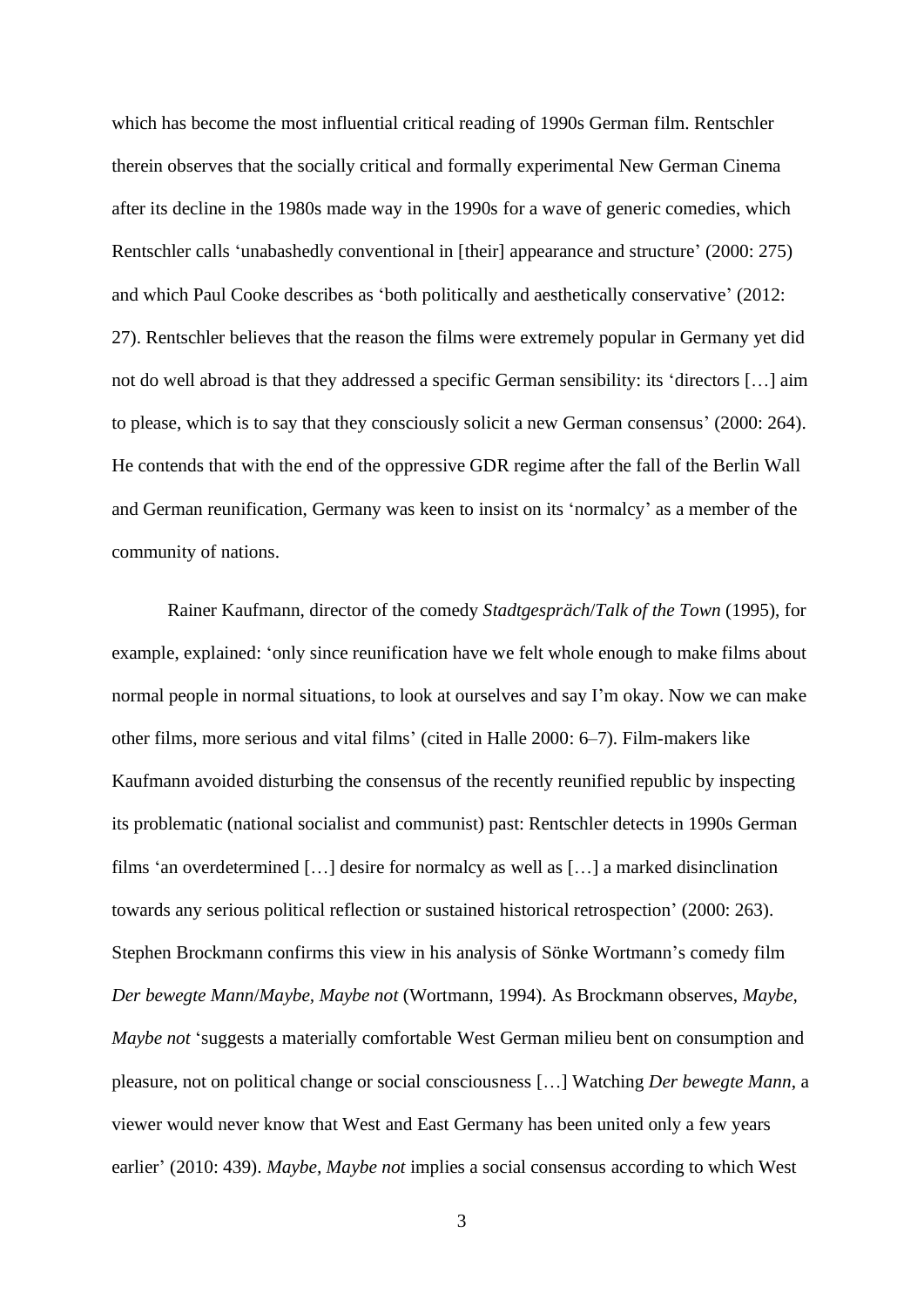which has become the most influential critical reading of 1990s German film. Rentschler therein observes that the socially critical and formally experimental New German Cinema after its decline in the 1980s made way in the 1990s for a wave of generic comedies, which Rentschler calls 'unabashedly conventional in [their] appearance and structure' (2000: 275) and which Paul Cooke describes as 'both politically and aesthetically conservative' (2012: 27). Rentschler believes that the reason the films were extremely popular in Germany yet did not do well abroad is that they addressed a specific German sensibility: its 'directors […] aim to please, which is to say that they consciously solicit a new German consensus' (2000: 264). He contends that with the end of the oppressive GDR regime after the fall of the Berlin Wall and German reunification, Germany was keen to insist on its 'normalcy' as a member of the community of nations.

Rainer Kaufmann, director of the comedy *Stadtgespräch*/*Talk of the Town* (1995), for example, explained: 'only since reunification have we felt whole enough to make films about normal people in normal situations, to look at ourselves and say I'm okay. Now we can make other films, more serious and vital films' (cited in Halle 2000: 6–7). Film-makers like Kaufmann avoided disturbing the consensus of the recently reunified republic by inspecting its problematic (national socialist and communist) past: Rentschler detects in 1990s German films 'an overdetermined […] desire for normalcy as well as […] a marked disinclination towards any serious political reflection or sustained historical retrospection' (2000: 263). Stephen Brockmann confirms this view in his analysis of Sönke Wortmann's comedy film *Der bewegte Mann*/*Maybe, Maybe not* (Wortmann, 1994). As Brockmann observes, *Maybe, Maybe not* 'suggests a materially comfortable West German milieu bent on consumption and pleasure, not on political change or social consciousness […] Watching *Der bewegte Mann*, a viewer would never know that West and East Germany has been united only a few years earlier' (2010: 439). *Maybe, Maybe not* implies a social consensus according to which West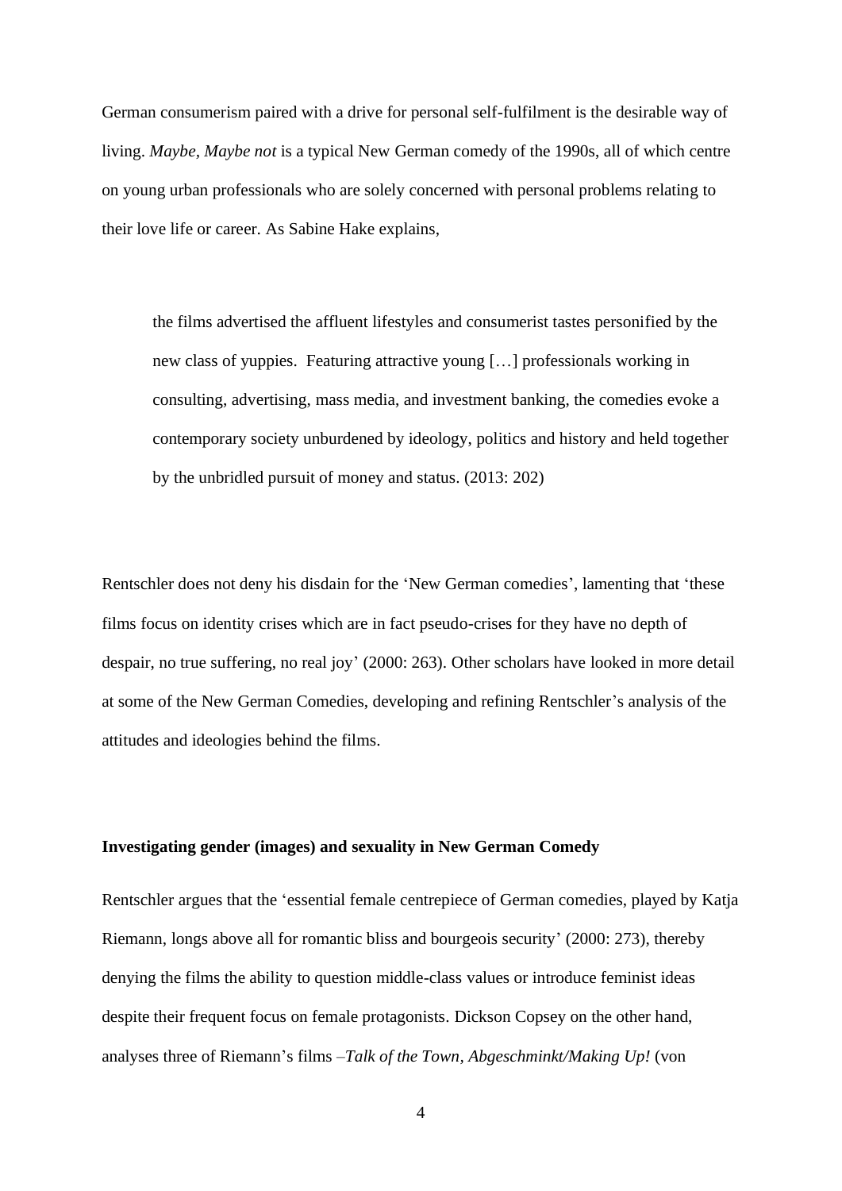German consumerism paired with a drive for personal self-fulfilment is the desirable way of living. *Maybe, Maybe not* is a typical New German comedy of the 1990s, all of which centre on young urban professionals who are solely concerned with personal problems relating to their love life or career. As Sabine Hake explains,

> the films advertised the affluent lifestyles and consumerist tastes personified by the new class of yuppies. Featuring attractive young […] professionals working in consulting, advertising, mass media, and investment banking, the comedies evoke a contemporary society unburdened by ideology, politics and history and held together by the unbridled pursuit of money and status. (2013: 202)

Rentschler does not deny his disdain for the 'New German comedies', lamenting that 'these films focus on identity crises which are in fact pseudo-crises for they have no depth of despair, no true suffering, no real joy' (2000: 263). Other scholars have looked in more detail at some of the New German Comedies, developing and refining Rentschler's analysis of the attitudes and ideologies behind the films.

**Investigating gender (images) and sexuality in New German Comedy**

Rentschler argues that the 'essential female centrepiece of German comedies, played by Katja Riemann, longs above all for romantic bliss and bourgeois security' (2000: 273), thereby denying the films the ability to question middle-class values or introduce feminist ideas despite their frequent focus on female protagonists. Dickson Copsey on the other hand, analyses three of Riemann's films –*Talk of the Town*, *Abgeschminkt/Making Up!* (von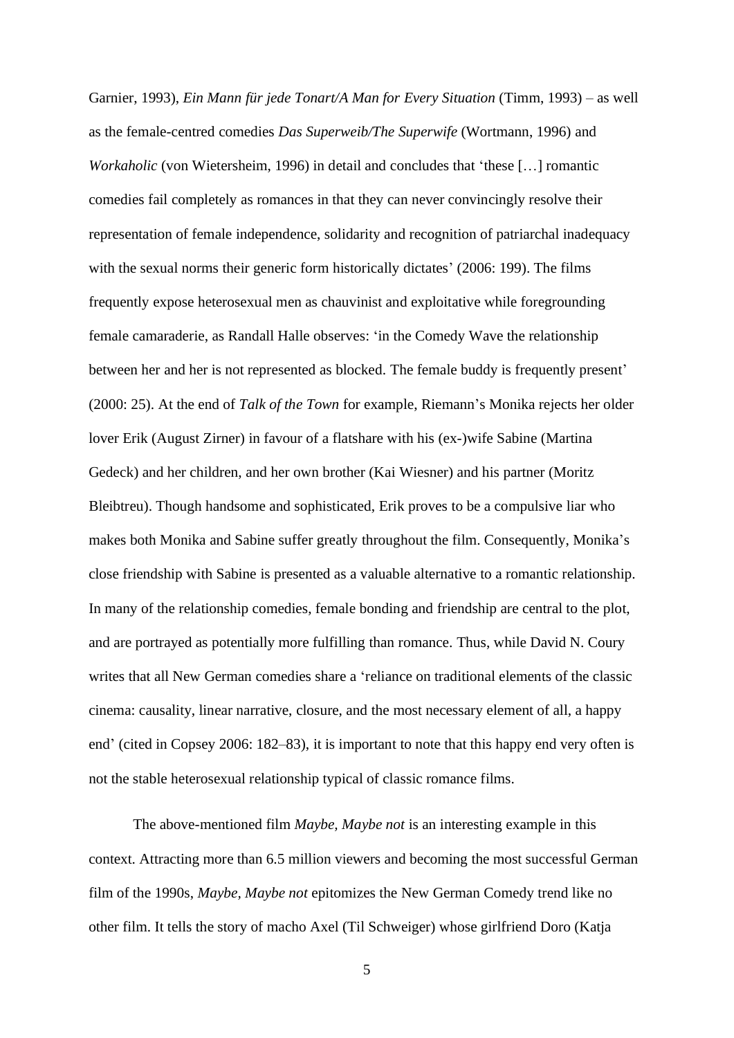Garnier, 1993), *Ein Mann für jede Tonart/A Man for Every Situation* (Timm, 1993) – as well as the female-centred comedies *Das Superweib/The Superwife* (Wortmann, 1996) and *Workaholic* (von Wietersheim, 1996) in detail and concludes that 'these […] romantic comedies fail completely as romances in that they can never convincingly resolve their representation of female independence, solidarity and recognition of patriarchal inadequacy with the sexual norms their generic form historically dictates' (2006: 199). The films frequently expose heterosexual men as chauvinist and exploitative while foregrounding female camaraderie, as Randall Halle observes: 'in the Comedy Wave the relationship between her and her is not represented as blocked. The female buddy is frequently present' (2000: 25). At the end of *Talk of the Town* for example, Riemann's Monika rejects her older lover Erik (August Zirner) in favour of a flatshare with his (ex-)wife Sabine (Martina Gedeck) and her children, and her own brother (Kai Wiesner) and his partner (Moritz Bleibtreu). Though handsome and sophisticated, Erik proves to be a compulsive liar who makes both Monika and Sabine suffer greatly throughout the film. Consequently, Monika's close friendship with Sabine is presented as a valuable alternative to a romantic relationship. In many of the relationship comedies, female bonding and friendship are central to the plot, and are portrayed as potentially more fulfilling than romance. Thus, while David N. Coury writes that all New German comedies share a 'reliance on traditional elements of the classic cinema: causality, linear narrative, closure, and the most necessary element of all, a happy end' (cited in Copsey 2006: 182–83), it is important to note that this happy end very often is not the stable heterosexual relationship typical of classic romance films.

The above-mentioned film *Maybe, Maybe not* is an interesting example in this context. Attracting more than 6.5 million viewers and becoming the most successful German film of the 1990s, *Maybe, Maybe not* epitomizes the New German Comedy trend like no other film. It tells the story of macho Axel (Til Schweiger) whose girlfriend Doro (Katja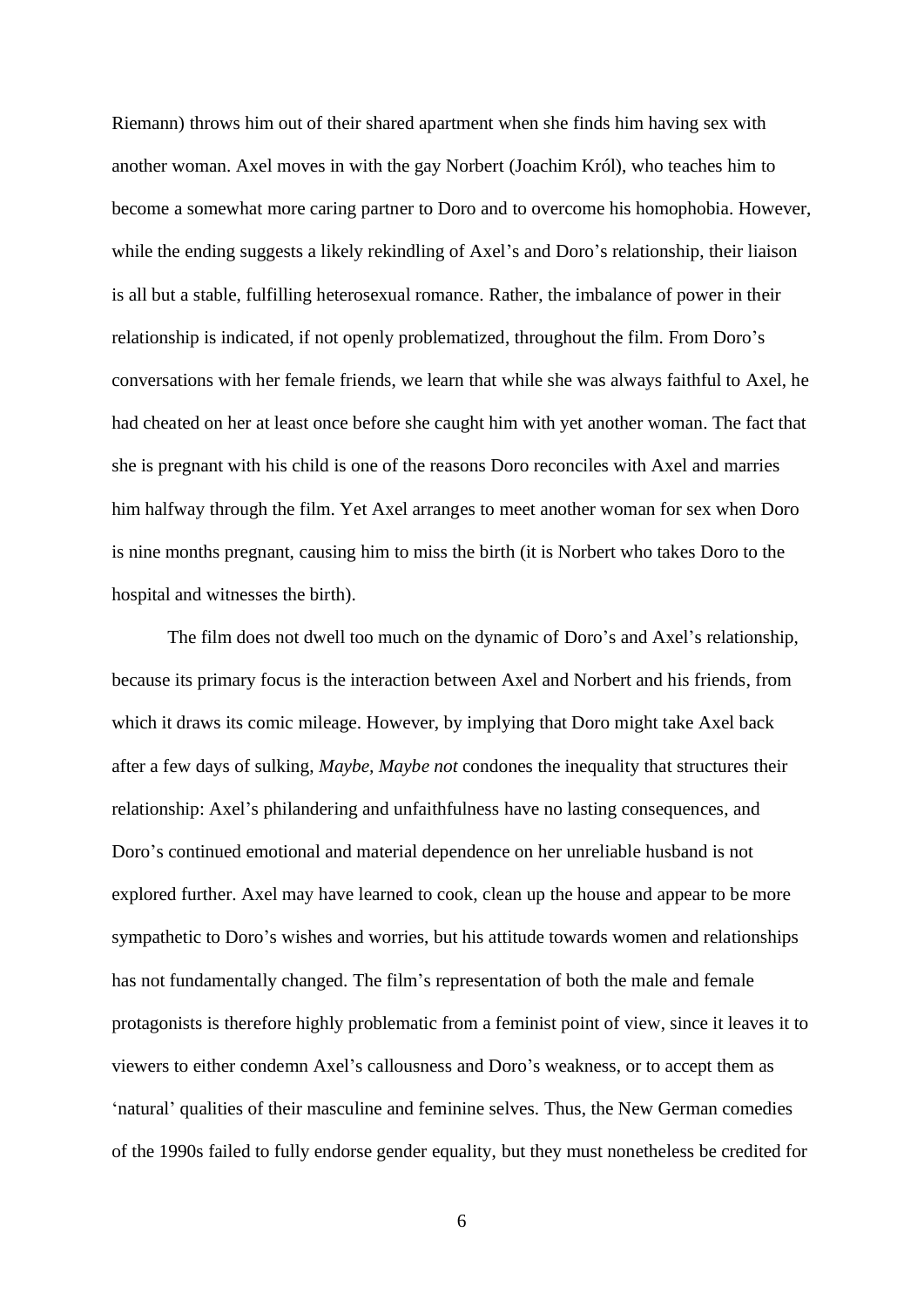Riemann) throws him out of their shared apartment when she finds him having sex with another woman. Axel moves in with the gay Norbert (Joachim Król), who teaches him to become a somewhat more caring partner to Doro and to overcome his homophobia. However, while the ending suggests a likely rekindling of Axel's and Doro's relationship, their liaison is all but a stable, fulfilling heterosexual romance. Rather, the imbalance of power in their relationship is indicated, if not openly problematized, throughout the film. From Doro's conversations with her female friends, we learn that while she was always faithful to Axel, he had cheated on her at least once before she caught him with yet another woman. The fact that she is pregnant with his child is one of the reasons Doro reconciles with Axel and marries him halfway through the film. Yet Axel arranges to meet another woman for sex when Doro is nine months pregnant, causing him to miss the birth (it is Norbert who takes Doro to the hospital and witnesses the birth).

The film does not dwell too much on the dynamic of Doro's and Axel's relationship, because its primary focus is the interaction between Axel and Norbert and his friends, from which it draws its comic mileage. However, by implying that Doro might take Axel back after a few days of sulking, *Maybe, Maybe not* condones the inequality that structures their relationship: Axel's philandering and unfaithfulness have no lasting consequences, and Doro's continued emotional and material dependence on her unreliable husband is not explored further. Axel may have learned to cook, clean up the house and appear to be more sympathetic to Doro's wishes and worries, but his attitude towards women and relationships has not fundamentally changed. The film's representation of both the male and female protagonists is therefore highly problematic from a feminist point of view, since it leaves it to viewers to either condemn Axel's callousness and Doro's weakness, or to accept them as 'natural' qualities of their masculine and feminine selves. Thus, the New German comedies of the 1990s failed to fully endorse gender equality, but they must nonetheless be credited for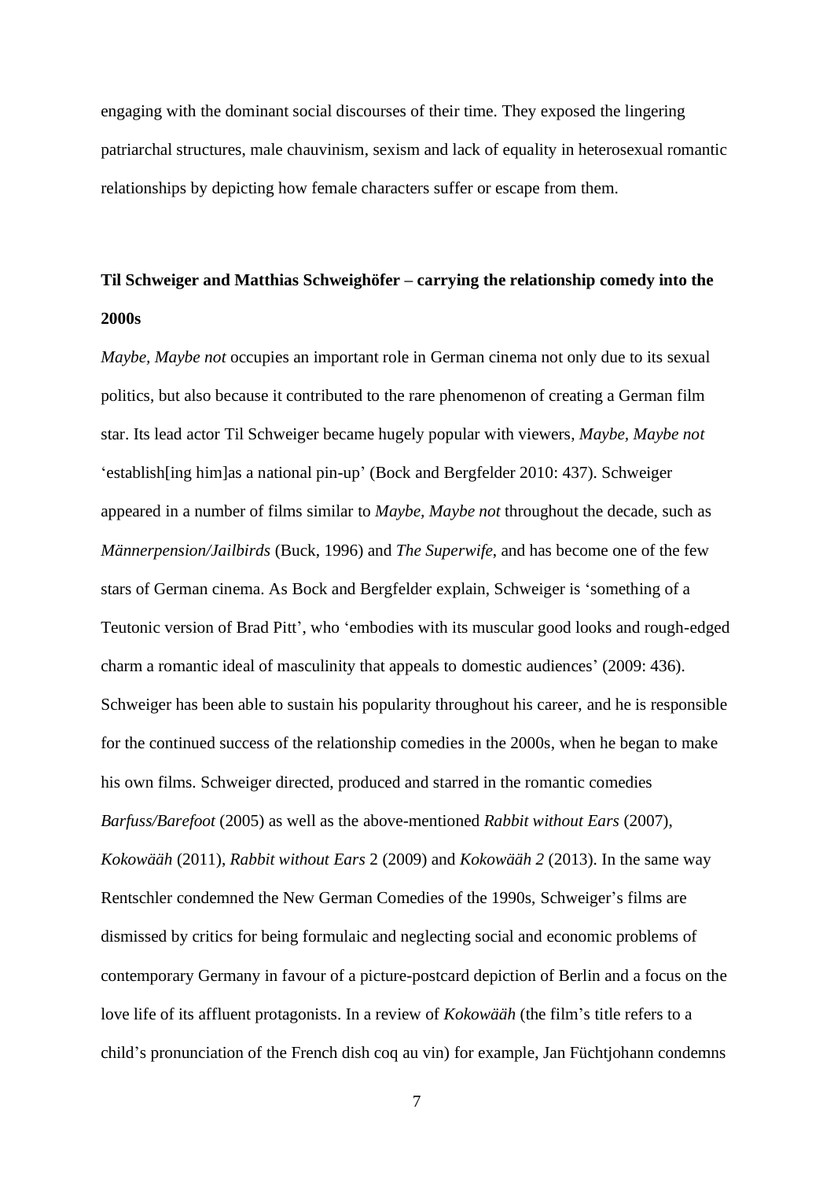engaging with the dominant social discourses of their time. They exposed the lingering patriarchal structures, male chauvinism, sexism and lack of equality in heterosexual romantic relationships by depicting how female characters suffer or escape from them.

## Til Schweiger and Matthias Schweighöfer – carrying the relationship comedy into the 2000s

*Maybe, Maybe not* occupies an important role in German cinema not only due to its sexual politics, but also because it contributed to the rare phenomenon of creating a German film star. Its lead actor Til Schweiger became hugely popular with viewers, *Maybe, Maybe not* 'establish[ing him]as a national pin-up' (Bock and Bergfelder 2010: 437). Schweiger appeared in a number of films similar to *Maybe, Maybe not* throughout the decade, such as *Männerpension/Jailbirds* (Buck, 1996) and *The Superwife*, and has become one of the few stars of German cinema. As Bock and Bergfelder explain, Schweiger is 'something of a Teutonic version of Brad Pitt', who 'embodies with its muscular good looks and rough-edged charm a romantic ideal of masculinity that appeals to domestic audiences' (2009: 436). Schweiger has been able to sustain his popularity throughout his career, and he is responsible for the continued success of the relationship comedies in the 2000s, when he began to make his own films. Schweiger directed, produced and starred in the romantic comedies *Barfuss/Barefoot* (2005) as well as the above-mentioned *Rabbit without Ears* (2007), *Kokowääh* (2011), *Rabbit without Ears* 2 (2009) and *Kokowääh 2* (2013). In the same way Rentschler condemned the New German Comedies of the 1990s, Schweiger's films are dismissed by critics for being formulaic and neglecting social and economic problems of contemporary Germany in favour of a picture-postcard depiction of Berlin and a focus on the love life of its affluent protagonists. In a review of *Kokowääh* (the film's title refers to a child's pronunciation of the French dish coq au vin) for example, Jan Füchtjohann condemns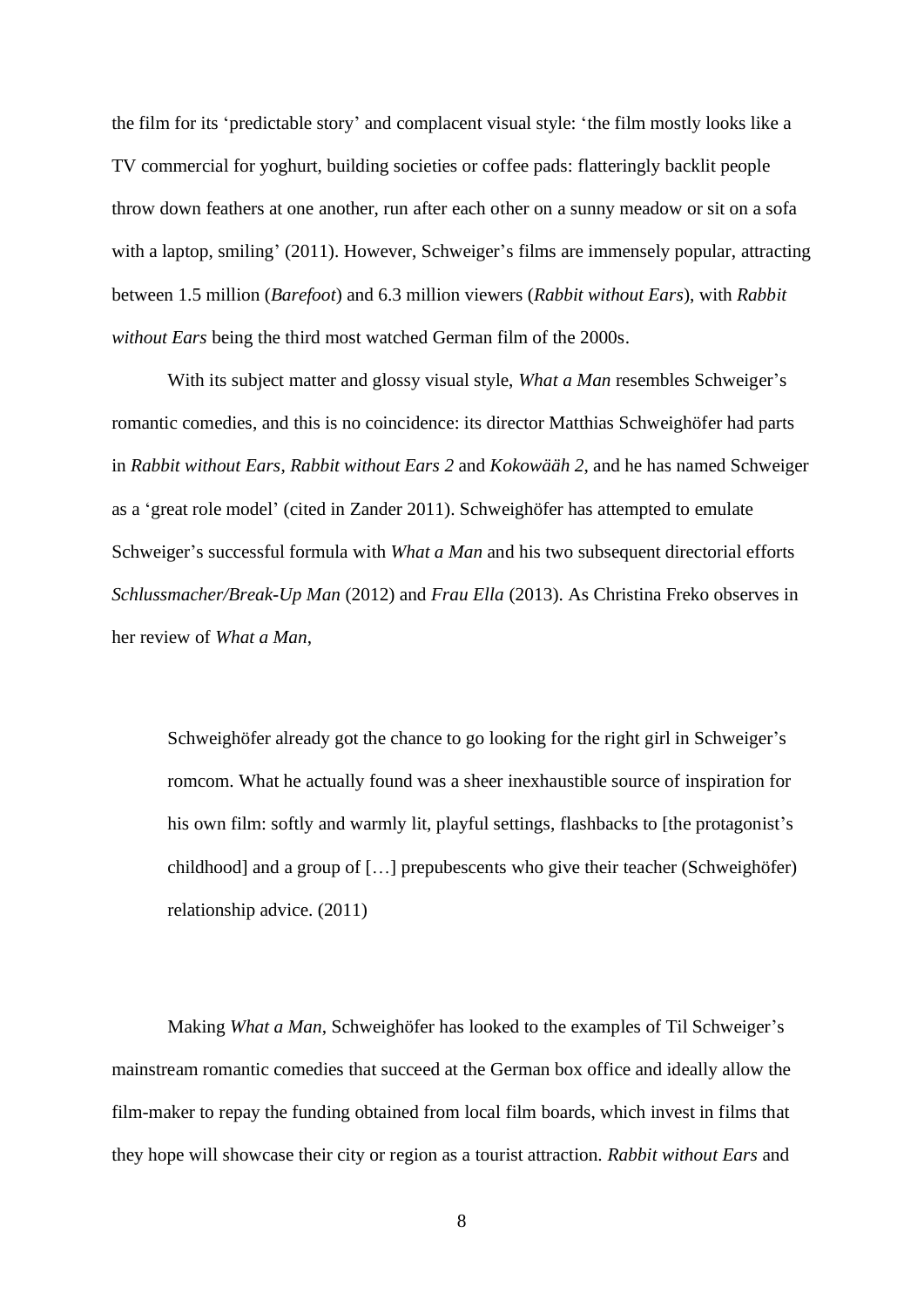the film for its 'predictable story' and complacent visual style: 'the film mostly looks like a TV commercial for yoghurt, building societies or coffee pads: flatteringly backlit people throw down feathers at one another, run after each other on a sunny meadow or sit on a sofa with a laptop, smiling' (2011). However, Schweiger's films are immensely popular, attracting between 1.5 million (*Barefoot*) and 6.3 million viewers (*Rabbit without Ears*), with *Rabbit without Ears* being the third most watched German film of the 2000s.

With its subject matter and glossy visual style, *What a Man* resembles Schweiger's romantic comedies, and this is no coincidence: its director Matthias Schweighöfer had parts in *Rabbit without Ears*, *Rabbit without Ears 2* and *Kokowääh 2*, and he has named Schweiger as a 'great role model' (cited in Zander 2011). Schweighöfer has attempted to emulate Schweiger's successful formula with *What a Man* and his two subsequent directorial efforts *Schlussmacher/Break-Up Man* (2012) and *Frau Ella* (2013). As Christina Freko observes in her review of *What a Man*,

> Schweighöfer already got the chance to go looking for the right girl in Schweiger's romcom. What he actually found was a sheer inexhaustible source of inspiration for his own film: softly and warmly lit, playful settings, flashbacks to [the protagonist's childhood] and a group of […] prepubescents who give their teacher (Schweighöfer) relationship advice. (2011)

Making *What a Man*, Schweighöfer has looked to the examples of Til Schweiger's mainstream romantic comedies that succeed at the German box office and ideally allow the film-maker to repay the funding obtained from local film boards, which invest in films that they hope will showcase their city or region as a tourist attraction. *Rabbit without Ears* and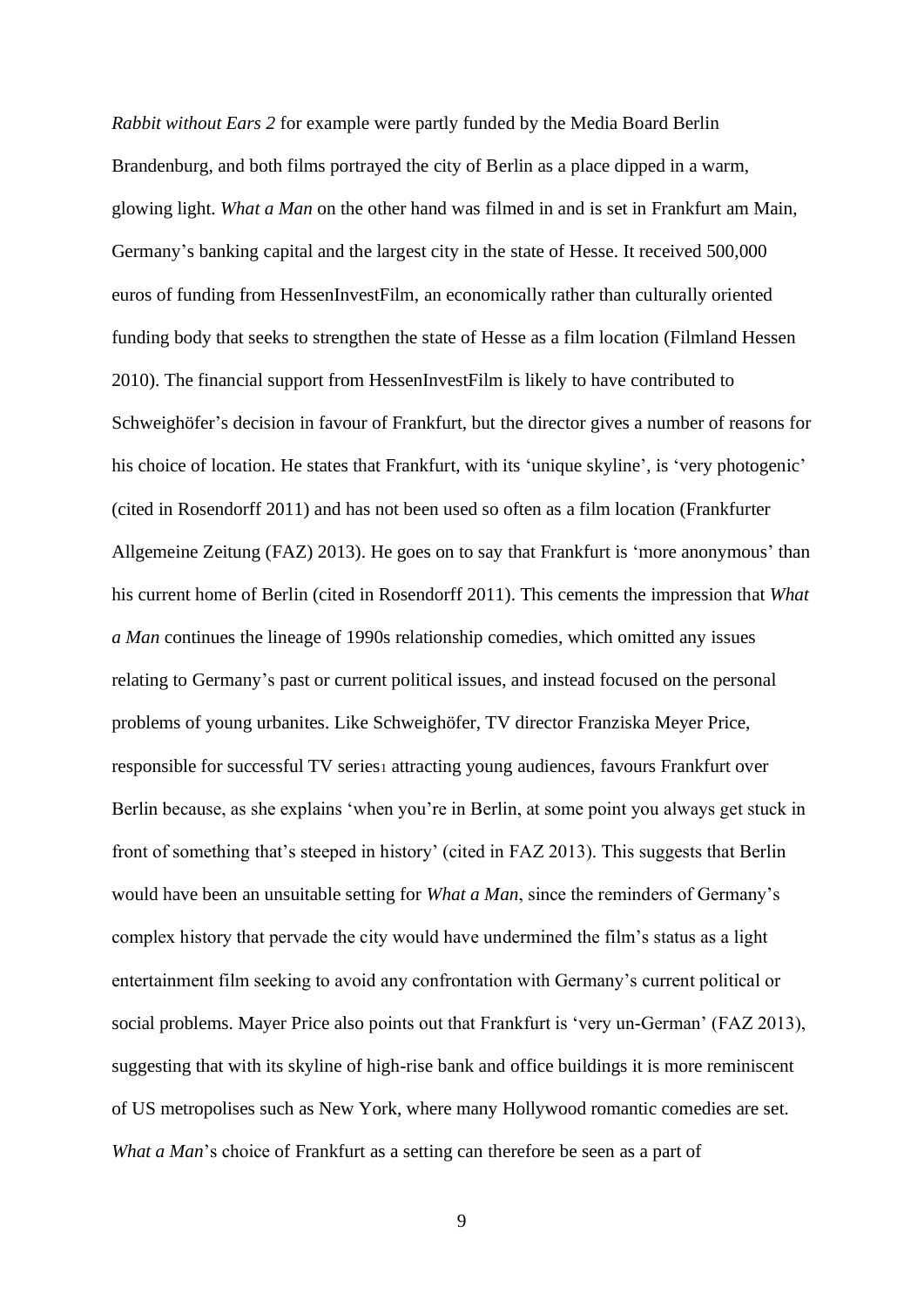*Rabbit without Ears 2* for example were partly funded by the Media Board Berlin Brandenburg, and both films portrayed the city of Berlin as a place dipped in a warm, glowing light. *What a Man* on the other hand was filmed in and is set in Frankfurt am Main, Germany's banking capital and the largest city in the state of Hesse. It received 500,000 euros of funding from HessenInvestFilm, an economically rather than culturally oriented funding body that seeks to strengthen the state of Hesse as a film location (Filmland Hessen 2010). The financial support from HessenInvestFilm is likely to have contributed to Schweighöfer's decision in favour of Frankfurt, but the director gives a number of reasons for his choice of location. He states that Frankfurt, with its 'unique skyline', is 'very photogenic' (cited in Rosendorff 2011) and has not been used so often as a film location (Frankfurter Allgemeine Zeitung (FAZ) 2013). He goes on to say that Frankfurt is 'more anonymous' than his current home of Berlin (cited in Rosendorff 2011). This cements the impression that *What a Man* continues the lineage of 1990s relationship comedies, which omitted any issues relating to Germany's past or current political issues, and instead focused on the personal problems of young urbanites. Like Schweighöfer, TV director Franziska Meyer Price, responsible for successful TV series[1] attracting young audiences, favours Frankfurt over Berlin because, as she explains 'when you're in Berlin, at some point you always get stuck in front of something that's steeped in history' (cited in FAZ 2013). This suggests that Berlin would have been an unsuitable setting for *What a Man*, since the reminders of Germany's complex history that pervade the city would have undermined the film's status as a light entertainment film seeking to avoid any confrontation with Germany's current political or social problems. Mayer Price also points out that Frankfurt is 'very un-German' (FAZ 2013), suggesting that with its skyline of high-rise bank and office buildings it is more reminiscent of US metropolises such as New York, where many Hollywood romantic comedies are set. *What a Man*'s choice of Frankfurt as a setting can therefore be seen as a part of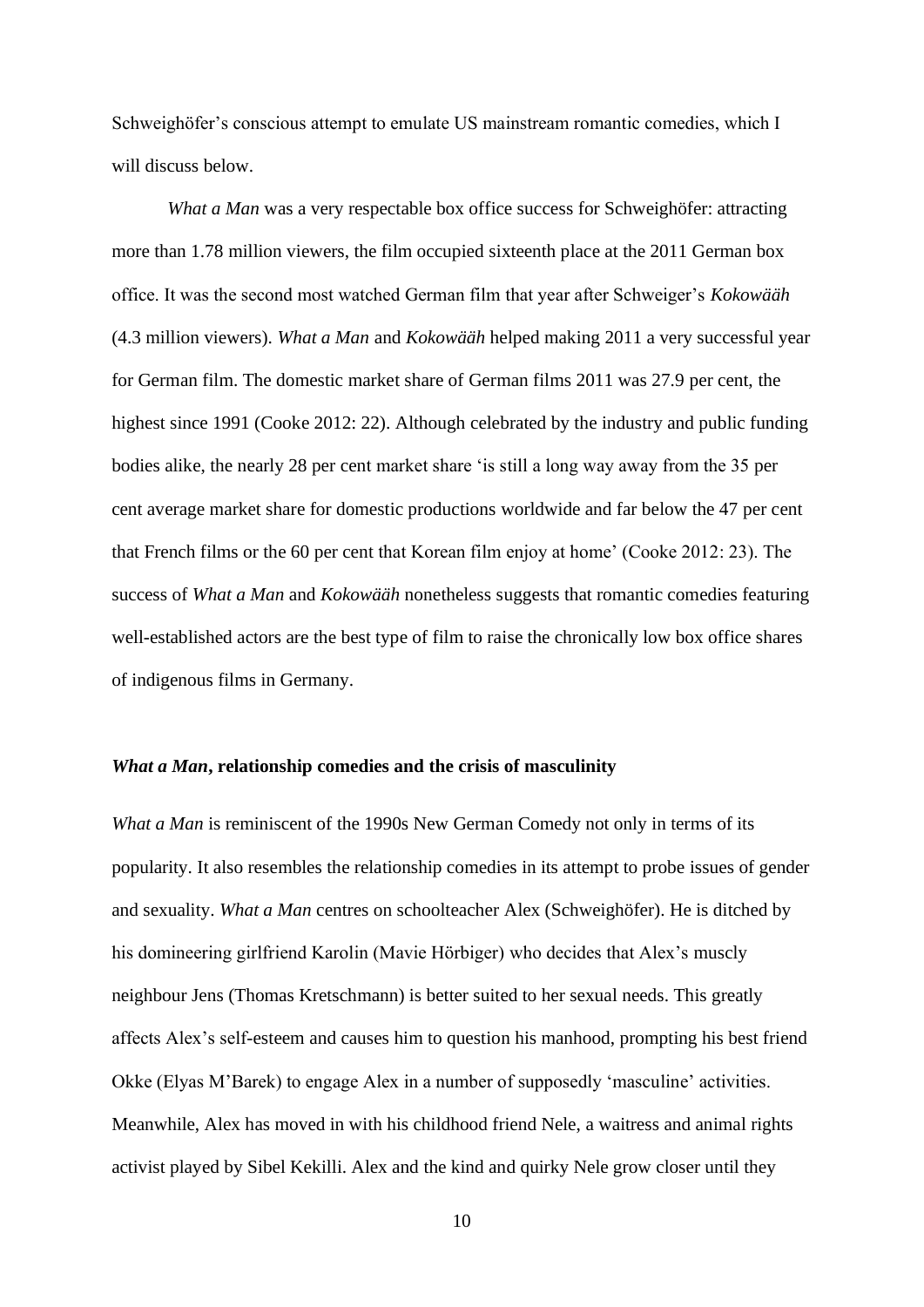Schweighöfer's conscious attempt to emulate US mainstream romantic comedies, which I will discuss below.

*What a Man* was a very respectable box office success for Schweighöfer: attracting more than 1.78 million viewers, the film occupied sixteenth place at the 2011 German box office. It was the second most watched German film that year after Schweiger's *Kokowääh* (4.3 million viewers). *What a Man* and *Kokowääh* helped making 2011 a very successful year for German film. The domestic market share of German films 2011 was 27.9 per cent, the highest since 1991 (Cooke 2012: 22). Although celebrated by the industry and public funding bodies alike, the nearly 28 per cent market share 'is still a long way away from the 35 per cent average market share for domestic productions worldwide and far below the 47 per cent that French films or the 60 per cent that Korean film enjoy at home' (Cooke 2012: 23). The success of *What a Man* and *Kokowääh* nonetheless suggests that romantic comedies featuring well-established actors are the best type of film to raise the chronically low box office shares of indigenous films in Germany.

### ***What a Man*, relationship comedies and the crisis of masculinity**

*What a Man* is reminiscent of the 1990s New German Comedy not only in terms of its popularity. It also resembles the relationship comedies in its attempt to probe issues of gender and sexuality. *What a Man* centres on schoolteacher Alex (Schweighöfer). He is ditched by his domineering girlfriend Karolin (Mavie Hörbiger) who decides that Alex's muscly neighbour Jens (Thomas Kretschmann) is better suited to her sexual needs. This greatly affects Alex's self-esteem and causes him to question his manhood, prompting his best friend Okke (Elyas M'Barek) to engage Alex in a number of supposedly 'masculine' activities. Meanwhile, Alex has moved in with his childhood friend Nele, a waitress and animal rights activist played by Sibel Kekilli. Alex and the kind and quirky Nele grow closer until they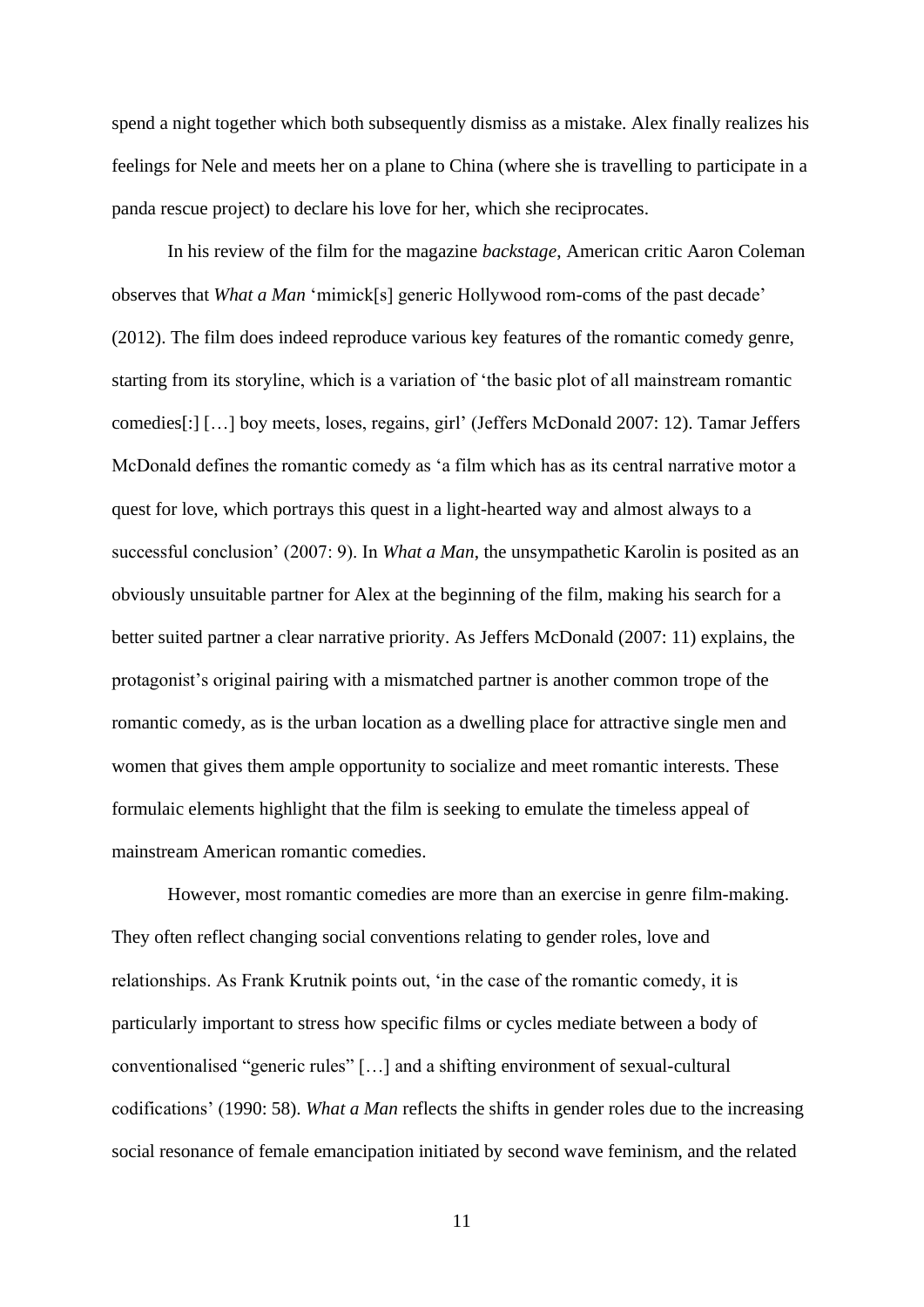spend a night together which both subsequently dismiss as a mistake. Alex finally realizes his feelings for Nele and meets her on a plane to China (where she is travelling to participate in a panda rescue project) to declare his love for her, which she reciprocates.

In his review of the film for the magazine *backstage*, American critic Aaron Coleman observes that *What a Man* 'mimick[s] generic Hollywood rom-coms of the past decade' (2012). The film does indeed reproduce various key features of the romantic comedy genre, starting from its storyline, which is a variation of 'the basic plot of all mainstream romantic comedies[:] […] boy meets, loses, regains, girl' (Jeffers McDonald 2007: 12). Tamar Jeffers McDonald defines the romantic comedy as 'a film which has as its central narrative motor a quest for love, which portrays this quest in a light-hearted way and almost always to a successful conclusion' (2007: 9). In *What a Man*, the unsympathetic Karolin is posited as an obviously unsuitable partner for Alex at the beginning of the film, making his search for a better suited partner a clear narrative priority. As Jeffers McDonald (2007: 11) explains, the protagonist's original pairing with a mismatched partner is another common trope of the romantic comedy, as is the urban location as a dwelling place for attractive single men and women that gives them ample opportunity to socialize and meet romantic interests. These formulaic elements highlight that the film is seeking to emulate the timeless appeal of mainstream American romantic comedies.

However, most romantic comedies are more than an exercise in genre film-making. They often reflect changing social conventions relating to gender roles, love and relationships. As Frank Krutnik points out, 'in the case of the romantic comedy, it is particularly important to stress how specific films or cycles mediate between a body of conventionalised "generic rules" […] and a shifting environment of sexual-cultural codifications' (1990: 58). *What a Man* reflects the shifts in gender roles due to the increasing social resonance of female emancipation initiated by second wave feminism, and the related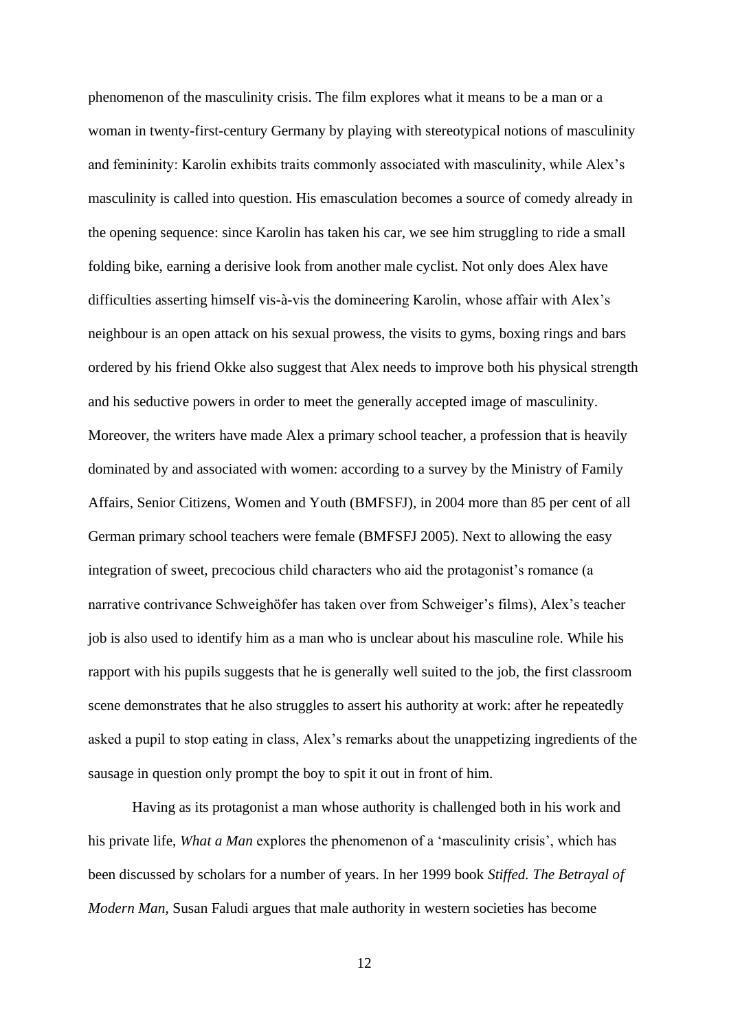phenomenon of the masculinity crisis. The film explores what it means to be a man or a woman in twenty-first-century Germany by playing with stereotypical notions of masculinity and femininity: Karolin exhibits traits commonly associated with masculinity, while Alex's masculinity is called into question. His emasculation becomes a source of comedy already in the opening sequence: since Karolin has taken his car, we see him struggling to ride a small folding bike, earning a derisive look from another male cyclist. Not only does Alex have difficulties asserting himself vis-à-vis the domineering Karolin, whose affair with Alex's neighbour is an open attack on his sexual prowess, the visits to gyms, boxing rings and bars ordered by his friend Okke also suggest that Alex needs to improve both his physical strength and his seductive powers in order to meet the generally accepted image of masculinity. Moreover, the writers have made Alex a primary school teacher, a profession that is heavily dominated by and associated with women: according to a survey by the Ministry of Family Affairs, Senior Citizens, Women and Youth (BMFSFJ), in 2004 more than 85 per cent of all German primary school teachers were female (BMFSFJ 2005). Next to allowing the easy integration of sweet, precocious child characters who aid the protagonist's romance (a narrative contrivance Schweighöfer has taken over from Schweiger's films), Alex's teacher job is also used to identify him as a man who is unclear about his masculine role. While his rapport with his pupils suggests that he is generally well suited to the job, the first classroom scene demonstrates that he also struggles to assert his authority at work: after he repeatedly asked a pupil to stop eating in class, Alex's remarks about the unappetizing ingredients of the sausage in question only prompt the boy to spit it out in front of him.

Having as its protagonist a man whose authority is challenged both in his work and his private life, *What a Man* explores the phenomenon of a 'masculinity crisis', which has been discussed by scholars for a number of years. In her 1999 book *Stiffed. The Betrayal of Modern Man*, Susan Faludi argues that male authority in western societies has become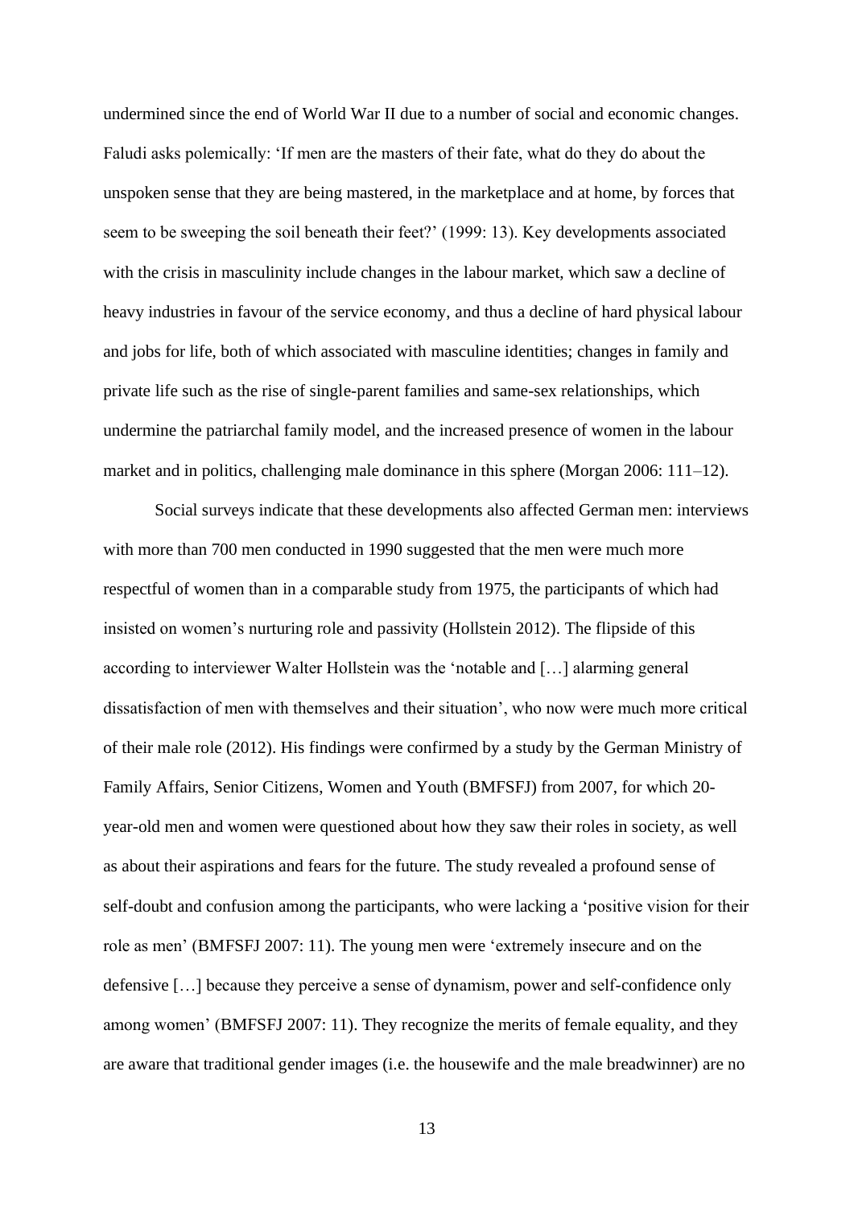undermined since the end of World War II due to a number of social and economic changes. Faludi asks polemically: 'If men are the masters of their fate, what do they do about the unspoken sense that they are being mastered, in the marketplace and at home, by forces that seem to be sweeping the soil beneath their feet?' (1999: 13). Key developments associated with the crisis in masculinity include changes in the labour market, which saw a decline of heavy industries in favour of the service economy, and thus a decline of hard physical labour and jobs for life, both of which associated with masculine identities; changes in family and private life such as the rise of single-parent families and same-sex relationships, which undermine the patriarchal family model, and the increased presence of women in the labour market and in politics, challenging male dominance in this sphere (Morgan 2006: 111–12).

Social surveys indicate that these developments also affected German men: interviews with more than 700 men conducted in 1990 suggested that the men were much more respectful of women than in a comparable study from 1975, the participants of which had insisted on women's nurturing role and passivity (Hollstein 2012). The flipside of this according to interviewer Walter Hollstein was the 'notable and […] alarming general dissatisfaction of men with themselves and their situation', who now were much more critical of their male role (2012). His findings were confirmed by a study by the German Ministry of Family Affairs, Senior Citizens, Women and Youth (BMFSFJ) from 2007, for which 20-year-old men and women were questioned about how they saw their roles in society, as well as about their aspirations and fears for the future. The study revealed a profound sense of self-doubt and confusion among the participants, who were lacking a 'positive vision for their role as men' (BMFSFJ 2007: 11). The young men were 'extremely insecure and on the defensive […] because they perceive a sense of dynamism, power and self-confidence only among women' (BMFSFJ 2007: 11). They recognize the merits of female equality, and they are aware that traditional gender images (i.e. the housewife and the male breadwinner) are no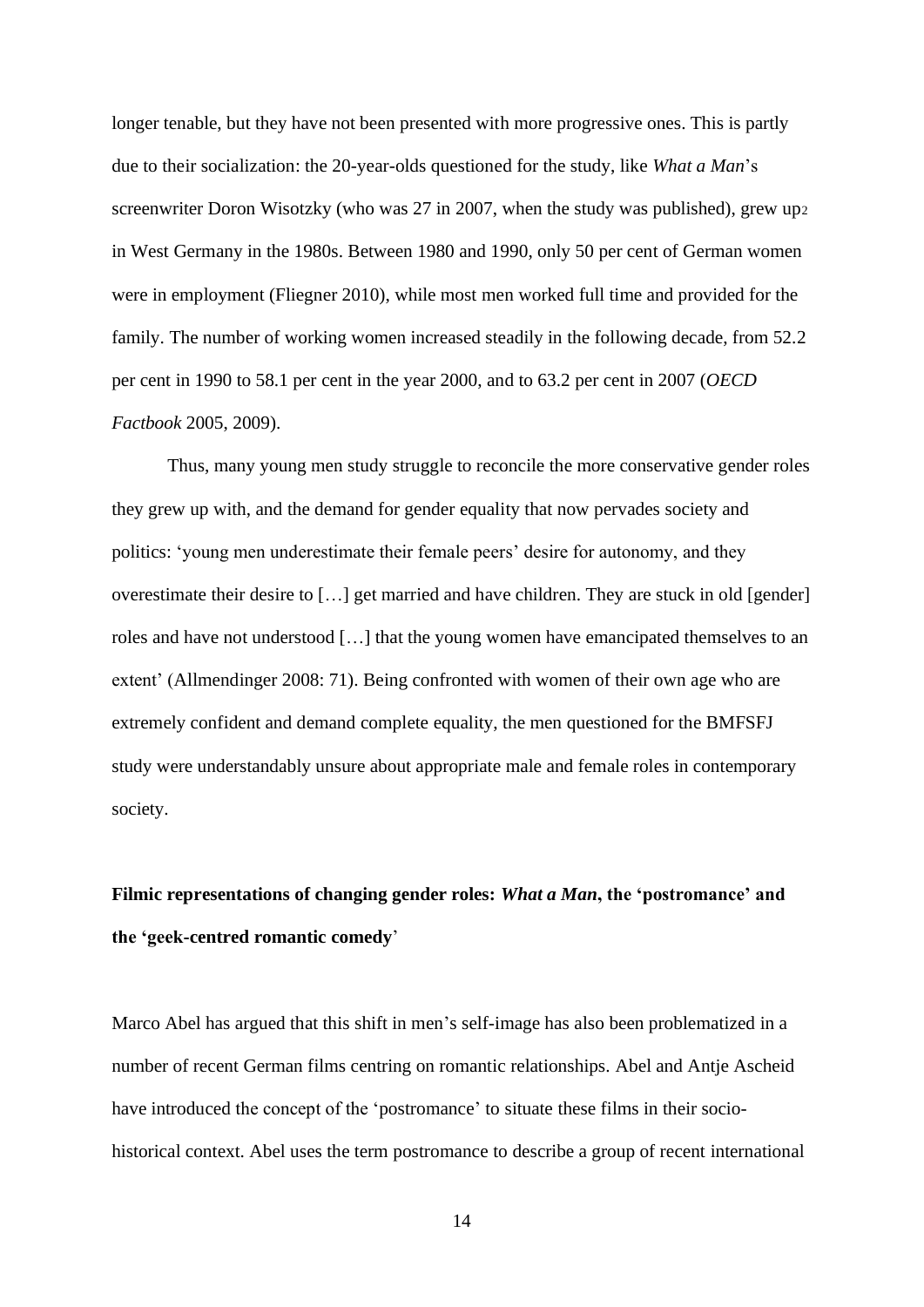longer tenable, but they have not been presented with more progressive ones. This is partly due to their socialization: the 20-year-olds questioned for the study, like *What a Man*'s screenwriter Doron Wisotzky (who was 27 in 2007, when the study was published), grew up[2] in West Germany in the 1980s. Between 1980 and 1990, only 50 per cent of German women were in employment (Fliegner 2010), while most men worked full time and provided for the family. The number of working women increased steadily in the following decade, from 52.2 per cent in 1990 to 58.1 per cent in the year 2000, and to 63.2 per cent in 2007 (*OECD Factbook* 2005, 2009).

Thus, many young men study struggle to reconcile the more conservative gender roles they grew up with, and the demand for gender equality that now pervades society and politics: 'young men underestimate their female peers' desire for autonomy, and they overestimate their desire to […] get married and have children. They are stuck in old [gender] roles and have not understood […] that the young women have emancipated themselves to an extent' (Allmendinger 2008: 71). Being confronted with women of their own age who are extremely confident and demand complete equality, the men questioned for the BMFSFJ study were understandably unsure about appropriate male and female roles in contemporary society.

## Filmic representations of changing gender roles: *What a Man*, the 'postromance' and the 'geek-centred romantic comedy'

Marco Abel has argued that this shift in men's self-image has also been problematized in a number of recent German films centring on romantic relationships. Abel and Antje Ascheid have introduced the concept of the 'postromance' to situate these films in their socio-historical context. Abel uses the term postromance to describe a group of recent international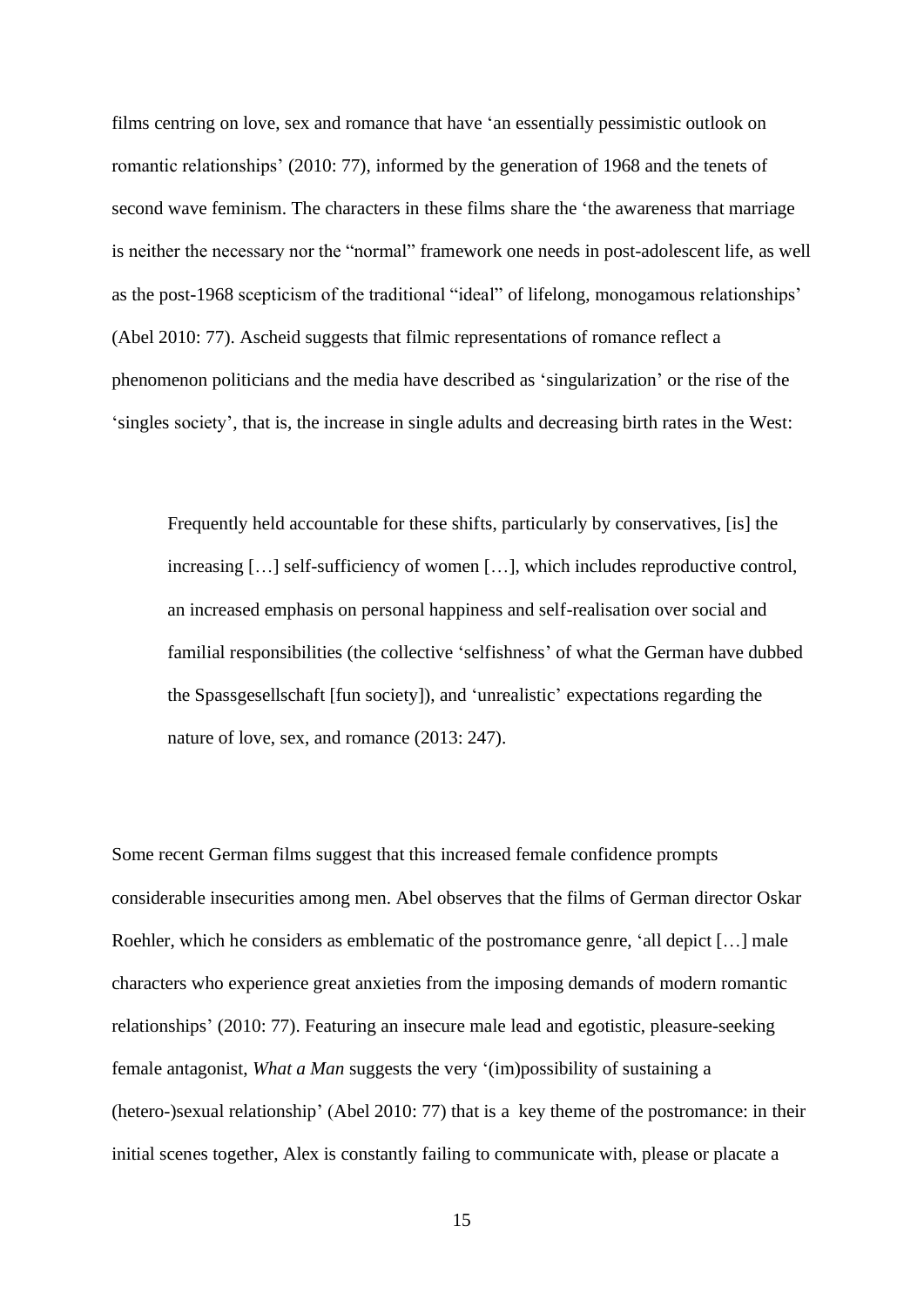films centring on love, sex and romance that have 'an essentially pessimistic outlook on romantic relationships' (2010: 77), informed by the generation of 1968 and the tenets of second wave feminism. The characters in these films share the 'the awareness that marriage is neither the necessary nor the "normal" framework one needs in post-adolescent life, as well as the post-1968 scepticism of the traditional "ideal" of lifelong, monogamous relationships' (Abel 2010: 77). Ascheid suggests that filmic representations of romance reflect a phenomenon politicians and the media have described as 'singularization' or the rise of the 'singles society', that is, the increase in single adults and decreasing birth rates in the West:

> Frequently held accountable for these shifts, particularly by conservatives, [is] the increasing […] self-sufficiency of women […], which includes reproductive control, an increased emphasis on personal happiness and self-realisation over social and familial responsibilities (the collective 'selfishness' of what the German have dubbed the Spassgesellschaft [fun society]), and 'unrealistic' expectations regarding the nature of love, sex, and romance (2013: 247).

Some recent German films suggest that this increased female confidence prompts considerable insecurities among men. Abel observes that the films of German director Oskar Roehler, which he considers as emblematic of the postromance genre, 'all depict […] male characters who experience great anxieties from the imposing demands of modern romantic relationships' (2010: 77). Featuring an insecure male lead and egotistic, pleasure-seeking female antagonist, *What a Man* suggests the very '(im)possibility of sustaining a (hetero-)sexual relationship' (Abel 2010: 77) that is a key theme of the postromance: in their initial scenes together, Alex is constantly failing to communicate with, please or placate a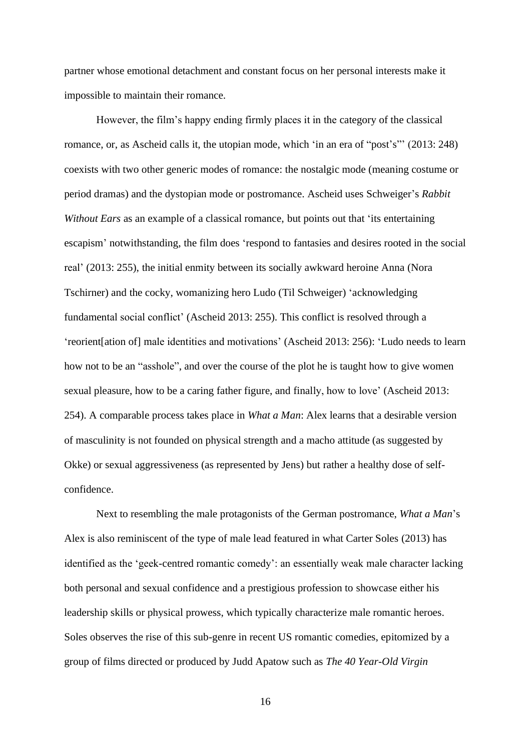partner whose emotional detachment and constant focus on her personal interests make it impossible to maintain their romance.

However, the film's happy ending firmly places it in the category of the classical romance, or, as Ascheid calls it, the utopian mode, which 'in an era of "post's"' (2013: 248) coexists with two other generic modes of romance: the nostalgic mode (meaning costume or period dramas) and the dystopian mode or postromance. Ascheid uses Schweiger's *Rabbit Without Ears* as an example of a classical romance, but points out that 'its entertaining escapism' notwithstanding, the film does 'respond to fantasies and desires rooted in the social real' (2013: 255), the initial enmity between its socially awkward heroine Anna (Nora Tschirner) and the cocky, womanizing hero Ludo (Til Schweiger) 'acknowledging fundamental social conflict' (Ascheid 2013: 255). This conflict is resolved through a 'reorient[ation of] male identities and motivations' (Ascheid 2013: 256): 'Ludo needs to learn how not to be an "asshole", and over the course of the plot he is taught how to give women sexual pleasure, how to be a caring father figure, and finally, how to love' (Ascheid 2013: 254). A comparable process takes place in *What a Man*: Alex learns that a desirable version of masculinity is not founded on physical strength and a macho attitude (as suggested by Okke) or sexual aggressiveness (as represented by Jens) but rather a healthy dose of self-confidence.

Next to resembling the male protagonists of the German postromance, *What a Man*'s Alex is also reminiscent of the type of male lead featured in what Carter Soles (2013) has identified as the 'geek-centred romantic comedy': an essentially weak male character lacking both personal and sexual confidence and a prestigious profession to showcase either his leadership skills or physical prowess, which typically characterize male romantic heroes. Soles observes the rise of this sub-genre in recent US romantic comedies, epitomized by a group of films directed or produced by Judd Apatow such as *The 40 Year-Old Virgin*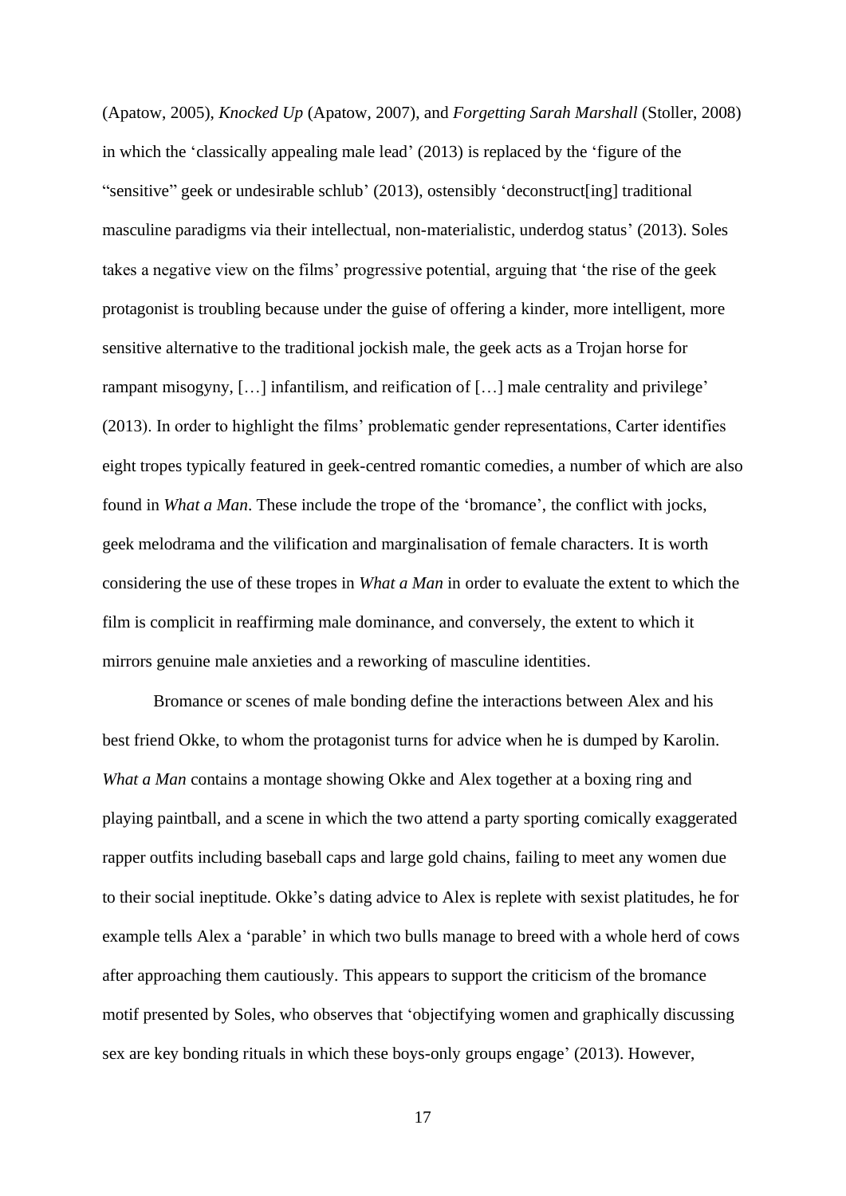(Apatow, 2005), *Knocked Up* (Apatow, 2007), and *Forgetting Sarah Marshall* (Stoller, 2008) in which the 'classically appealing male lead' (2013) is replaced by the 'figure of the "sensitive" geek or undesirable schlub' (2013), ostensibly 'deconstruct[ing] traditional masculine paradigms via their intellectual, non-materialistic, underdog status' (2013). Soles takes a negative view on the films' progressive potential, arguing that 'the rise of the geek protagonist is troubling because under the guise of offering a kinder, more intelligent, more sensitive alternative to the traditional jockish male, the geek acts as a Trojan horse for rampant misogyny, […] infantilism, and reification of […] male centrality and privilege' (2013). In order to highlight the films' problematic gender representations, Carter identifies eight tropes typically featured in geek-centred romantic comedies, a number of which are also found in *What a Man*. These include the trope of the 'bromance', the conflict with jocks, geek melodrama and the vilification and marginalisation of female characters. It is worth considering the use of these tropes in *What a Man* in order to evaluate the extent to which the film is complicit in reaffirming male dominance, and conversely, the extent to which it mirrors genuine male anxieties and a reworking of masculine identities.

Bromance or scenes of male bonding define the interactions between Alex and his best friend Okke, to whom the protagonist turns for advice when he is dumped by Karolin. *What a Man* contains a montage showing Okke and Alex together at a boxing ring and playing paintball, and a scene in which the two attend a party sporting comically exaggerated rapper outfits including baseball caps and large gold chains, failing to meet any women due to their social ineptitude. Okke's dating advice to Alex is replete with sexist platitudes, he for example tells Alex a 'parable' in which two bulls manage to breed with a whole herd of cows after approaching them cautiously. This appears to support the criticism of the bromance motif presented by Soles, who observes that 'objectifying women and graphically discussing sex are key bonding rituals in which these boys-only groups engage' (2013). However,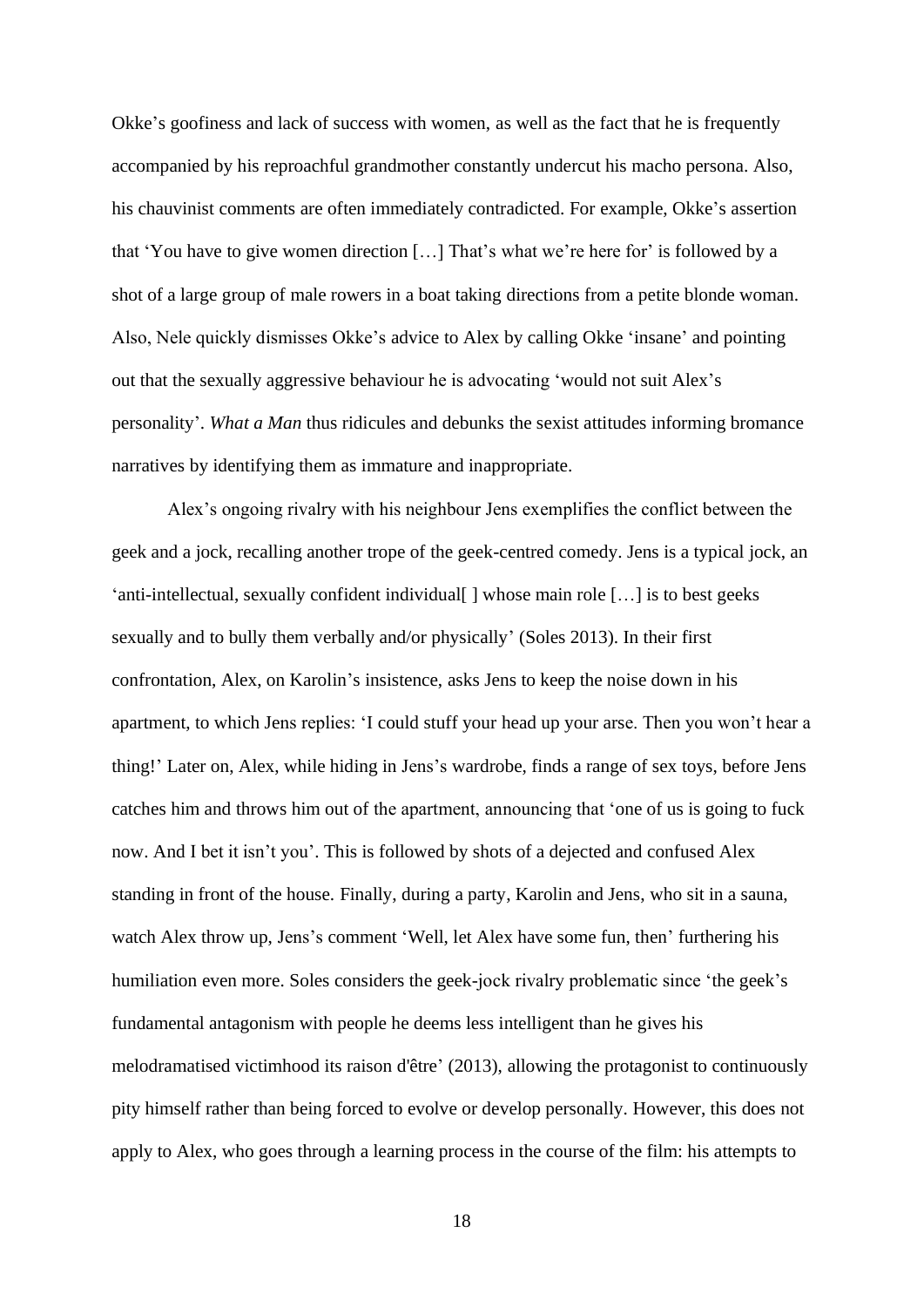Okke's goofiness and lack of success with women, as well as the fact that he is frequently accompanied by his reproachful grandmother constantly undercut his macho persona. Also, his chauvinist comments are often immediately contradicted. For example, Okke's assertion that 'You have to give women direction […] That's what we're here for' is followed by a shot of a large group of male rowers in a boat taking directions from a petite blonde woman. Also, Nele quickly dismisses Okke's advice to Alex by calling Okke 'insane' and pointing out that the sexually aggressive behaviour he is advocating 'would not suit Alex's personality'. *What a Man* thus ridicules and debunks the sexist attitudes informing bromance narratives by identifying them as immature and inappropriate.

Alex's ongoing rivalry with his neighbour Jens exemplifies the conflict between the geek and a jock, recalling another trope of the geek-centred comedy. Jens is a typical jock, an 'anti-intellectual, sexually confident individual[ ] whose main role […] is to best geeks sexually and to bully them verbally and/or physically' (Soles 2013). In their first confrontation, Alex, on Karolin's insistence, asks Jens to keep the noise down in his apartment, to which Jens replies: 'I could stuff your head up your arse. Then you won't hear a thing!' Later on, Alex, while hiding in Jens's wardrobe, finds a range of sex toys, before Jens catches him and throws him out of the apartment, announcing that 'one of us is going to fuck now. And I bet it isn't you'. This is followed by shots of a dejected and confused Alex standing in front of the house. Finally, during a party, Karolin and Jens, who sit in a sauna, watch Alex throw up, Jens's comment 'Well, let Alex have some fun, then' furthering his humiliation even more. Soles considers the geek-jock rivalry problematic since 'the geek's fundamental antagonism with people he deems less intelligent than he gives his melodramatised victimhood its raison d'être' (2013), allowing the protagonist to continuously pity himself rather than being forced to evolve or develop personally. However, this does not apply to Alex, who goes through a learning process in the course of the film: his attempts to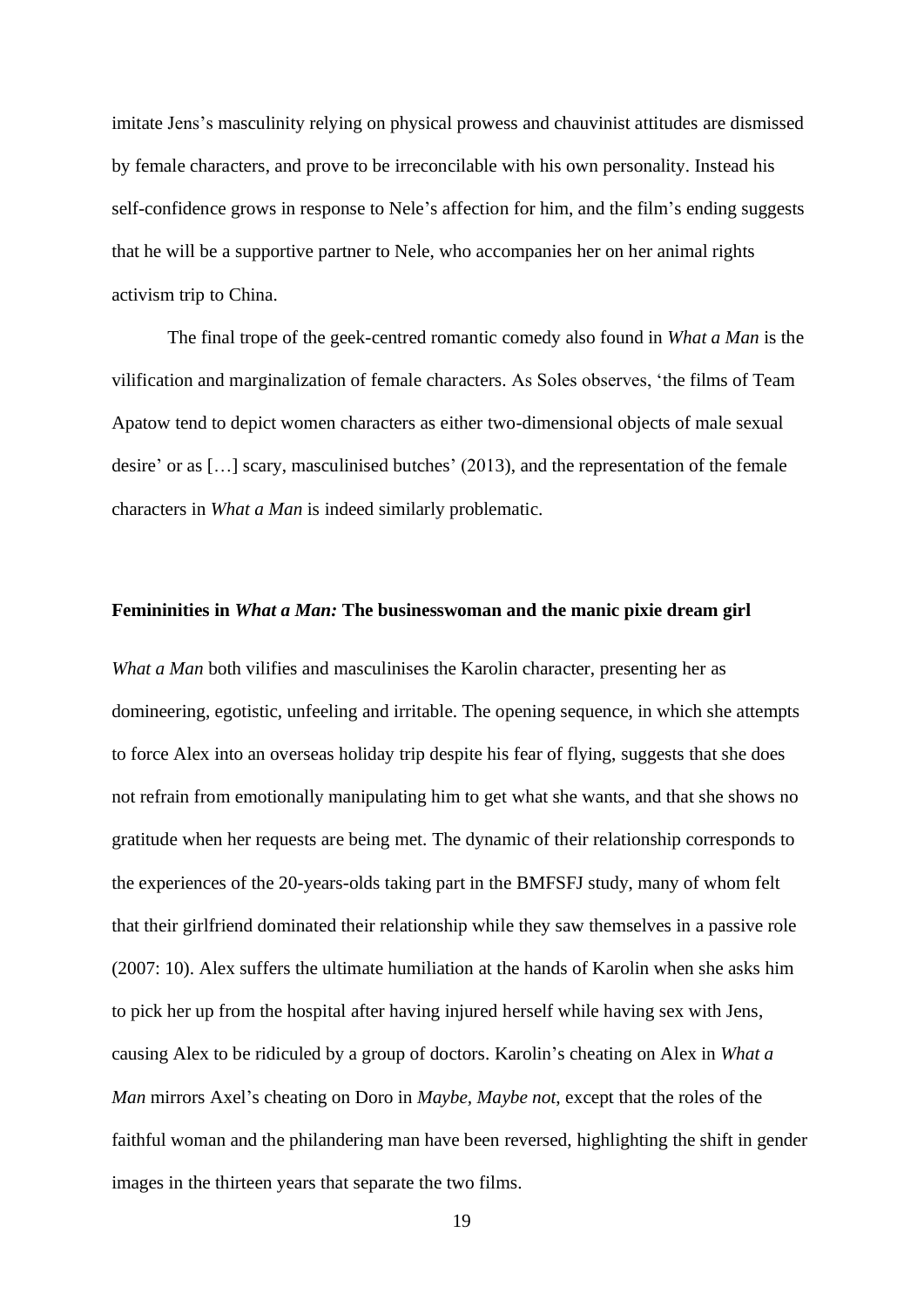imitate Jens's masculinity relying on physical prowess and chauvinist attitudes are dismissed by female characters, and prove to be irreconcilable with his own personality. Instead his self-confidence grows in response to Nele's affection for him, and the film's ending suggests that he will be a supportive partner to Nele, who accompanies her on her animal rights activism trip to China.

The final trope of the geek-centred romantic comedy also found in *What a Man* is the vilification and marginalization of female characters. As Soles observes, 'the films of Team Apatow tend to depict women characters as either two-dimensional objects of male sexual desire' or as […] scary, masculinised butches' (2013), and the representation of the female characters in *What a Man* is indeed similarly problematic.

### Femininities in *What a Man:* The businesswoman and the manic pixie dream girl

*What a Man* both vilifies and masculinises the Karolin character, presenting her as domineering, egotistic, unfeeling and irritable. The opening sequence, in which she attempts to force Alex into an overseas holiday trip despite his fear of flying, suggests that she does not refrain from emotionally manipulating him to get what she wants, and that she shows no gratitude when her requests are being met. The dynamic of their relationship corresponds to the experiences of the 20-years-olds taking part in the BMFSFJ study, many of whom felt that their girlfriend dominated their relationship while they saw themselves in a passive role (2007: 10). Alex suffers the ultimate humiliation at the hands of Karolin when she asks him to pick her up from the hospital after having injured herself while having sex with Jens, causing Alex to be ridiculed by a group of doctors. Karolin's cheating on Alex in *What a Man* mirrors Axel's cheating on Doro in *Maybe, Maybe not*, except that the roles of the faithful woman and the philandering man have been reversed, highlighting the shift in gender images in the thirteen years that separate the two films.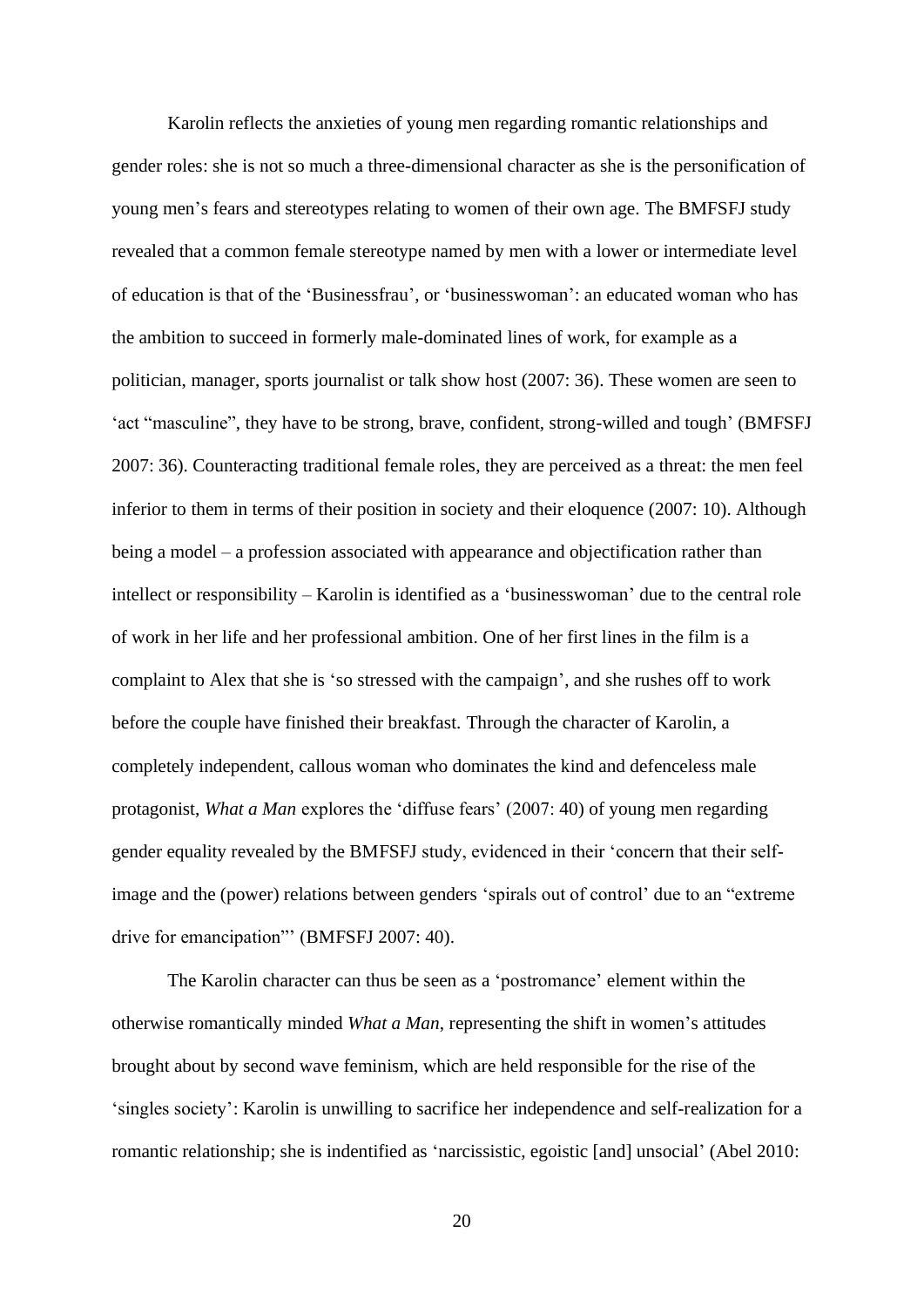Karolin reflects the anxieties of young men regarding romantic relationships and gender roles: she is not so much a three-dimensional character as she is the personification of young men's fears and stereotypes relating to women of their own age. The BMFSFJ study revealed that a common female stereotype named by men with a lower or intermediate level of education is that of the 'Businessfrau', or 'businesswoman': an educated woman who has the ambition to succeed in formerly male-dominated lines of work, for example as a politician, manager, sports journalist or talk show host (2007: 36). These women are seen to 'act "masculine", they have to be strong, brave, confident, strong-willed and tough' (BMFSFJ 2007: 36). Counteracting traditional female roles, they are perceived as a threat: the men feel inferior to them in terms of their position in society and their eloquence (2007: 10). Although being a model – a profession associated with appearance and objectification rather than intellect or responsibility – Karolin is identified as a 'businesswoman' due to the central role of work in her life and her professional ambition. One of her first lines in the film is a complaint to Alex that she is 'so stressed with the campaign', and she rushes off to work before the couple have finished their breakfast. Through the character of Karolin, a completely independent, callous woman who dominates the kind and defenceless male protagonist, *What a Man* explores the 'diffuse fears' (2007: 40) of young men regarding gender equality revealed by the BMFSFJ study, evidenced in their 'concern that their self-image and the (power) relations between genders 'spirals out of control' due to an "extreme drive for emancipation"' (BMFSFJ 2007: 40).

The Karolin character can thus be seen as a 'postromance' element within the otherwise romantically minded *What a Man*, representing the shift in women's attitudes brought about by second wave feminism, which are held responsible for the rise of the 'singles society': Karolin is unwilling to sacrifice her independence and self-realization for a romantic relationship; she is indentified as 'narcissistic, egoistic [and] unsocial' (Abel 2010: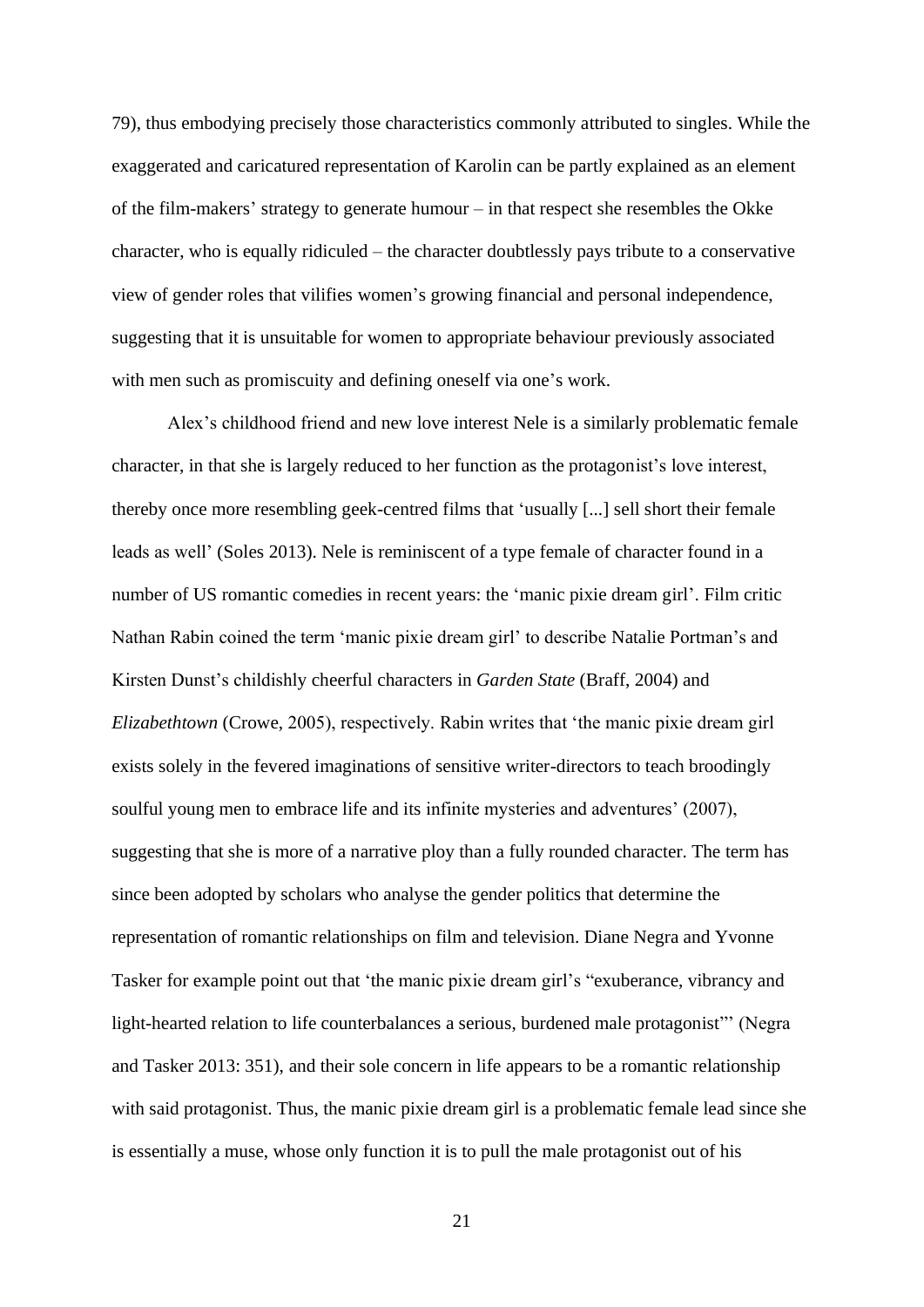79), thus embodying precisely those characteristics commonly attributed to singles. While the exaggerated and caricatured representation of Karolin can be partly explained as an element of the film-makers' strategy to generate humour – in that respect she resembles the Okke character, who is equally ridiculed – the character doubtlessly pays tribute to a conservative view of gender roles that vilifies women's growing financial and personal independence, suggesting that it is unsuitable for women to appropriate behaviour previously associated with men such as promiscuity and defining oneself via one's work.

Alex's childhood friend and new love interest Nele is a similarly problematic female character, in that she is largely reduced to her function as the protagonist's love interest, thereby once more resembling geek-centred films that 'usually [...] sell short their female leads as well' (Soles 2013). Nele is reminiscent of a type female of character found in a number of US romantic comedies in recent years: the 'manic pixie dream girl'. Film critic Nathan Rabin coined the term 'manic pixie dream girl' to describe Natalie Portman's and Kirsten Dunst's childishly cheerful characters in *Garden State* (Braff, 2004) and *Elizabethtown* (Crowe, 2005), respectively. Rabin writes that 'the manic pixie dream girl exists solely in the fevered imaginations of sensitive writer-directors to teach broodingly soulful young men to embrace life and its infinite mysteries and adventures' (2007), suggesting that she is more of a narrative ploy than a fully rounded character. The term has since been adopted by scholars who analyse the gender politics that determine the representation of romantic relationships on film and television. Diane Negra and Yvonne Tasker for example point out that 'the manic pixie dream girl's "exuberance, vibrancy and light-hearted relation to life counterbalances a serious, burdened male protagonist"' (Negra and Tasker 2013: 351), and their sole concern in life appears to be a romantic relationship with said protagonist. Thus, the manic pixie dream girl is a problematic female lead since she is essentially a muse, whose only function it is to pull the male protagonist out of his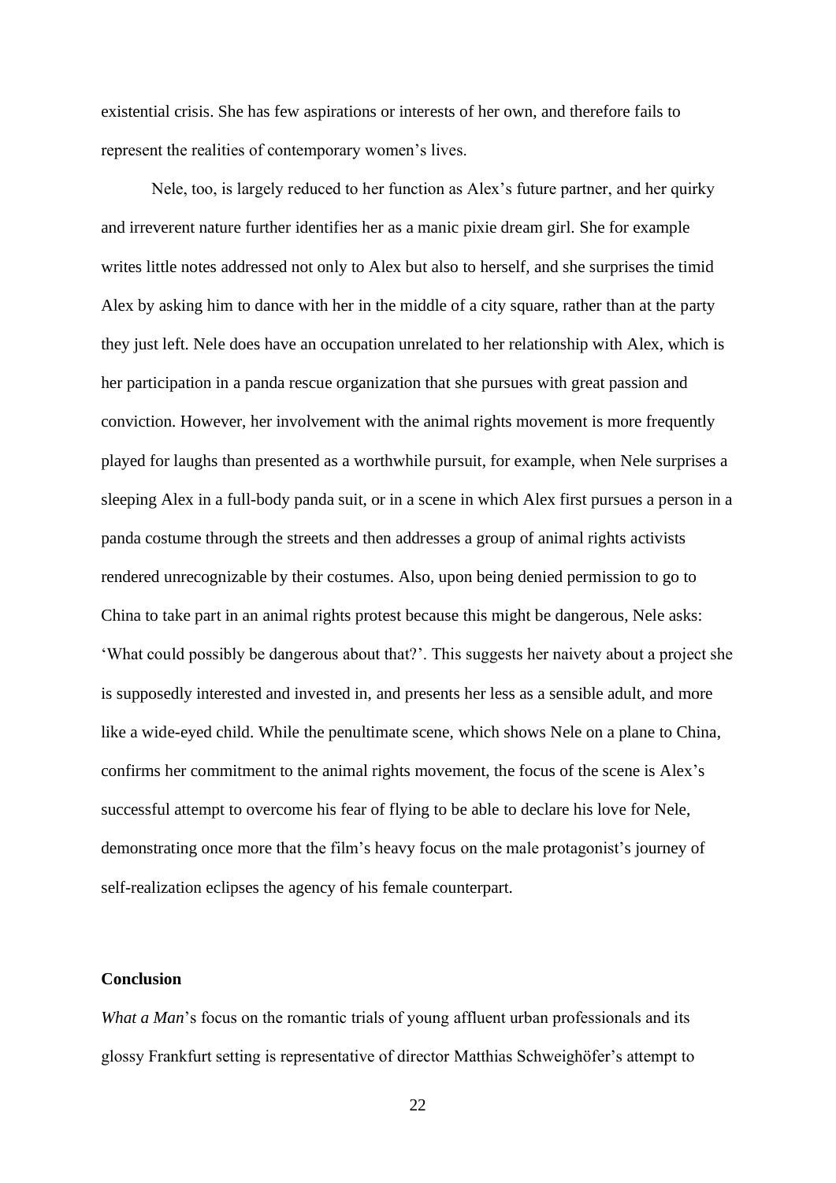existential crisis. She has few aspirations or interests of her own, and therefore fails to represent the realities of contemporary women's lives.

Nele, too, is largely reduced to her function as Alex's future partner, and her quirky and irreverent nature further identifies her as a manic pixie dream girl. She for example writes little notes addressed not only to Alex but also to herself, and she surprises the timid Alex by asking him to dance with her in the middle of a city square, rather than at the party they just left. Nele does have an occupation unrelated to her relationship with Alex, which is her participation in a panda rescue organization that she pursues with great passion and conviction. However, her involvement with the animal rights movement is more frequently played for laughs than presented as a worthwhile pursuit, for example, when Nele surprises a sleeping Alex in a full-body panda suit, or in a scene in which Alex first pursues a person in a panda costume through the streets and then addresses a group of animal rights activists rendered unrecognizable by their costumes. Also, upon being denied permission to go to China to take part in an animal rights protest because this might be dangerous, Nele asks: 'What could possibly be dangerous about that?'. This suggests her naivety about a project she is supposedly interested and invested in, and presents her less as a sensible adult, and more like a wide-eyed child. While the penultimate scene, which shows Nele on a plane to China, confirms her commitment to the animal rights movement, the focus of the scene is Alex's successful attempt to overcome his fear of flying to be able to declare his love for Nele, demonstrating once more that the film's heavy focus on the male protagonist's journey of self-realization eclipses the agency of his female counterpart.

## Conclusion

*What a Man*'s focus on the romantic trials of young affluent urban professionals and its glossy Frankfurt setting is representative of director Matthias Schweighöfer's attempt to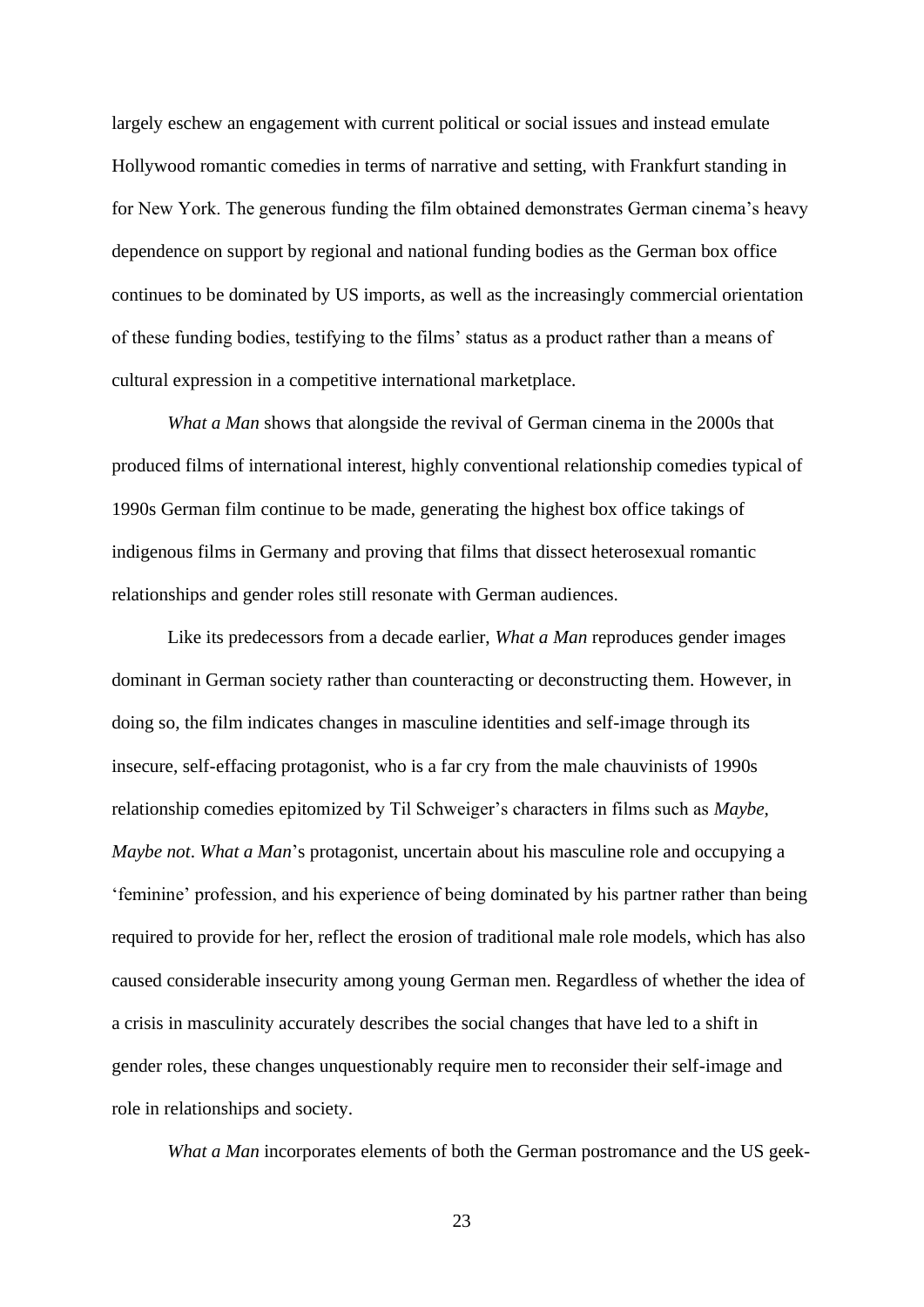largely eschew an engagement with current political or social issues and instead emulate Hollywood romantic comedies in terms of narrative and setting, with Frankfurt standing in for New York. The generous funding the film obtained demonstrates German cinema's heavy dependence on support by regional and national funding bodies as the German box office continues to be dominated by US imports, as well as the increasingly commercial orientation of these funding bodies, testifying to the films' status as a product rather than a means of cultural expression in a competitive international marketplace.

*What a Man* shows that alongside the revival of German cinema in the 2000s that produced films of international interest, highly conventional relationship comedies typical of 1990s German film continue to be made, generating the highest box office takings of indigenous films in Germany and proving that films that dissect heterosexual romantic relationships and gender roles still resonate with German audiences.

Like its predecessors from a decade earlier, *What a Man* reproduces gender images dominant in German society rather than counteracting or deconstructing them. However, in doing so, the film indicates changes in masculine identities and self-image through its insecure, self-effacing protagonist, who is a far cry from the male chauvinists of 1990s relationship comedies epitomized by Til Schweiger's characters in films such as *Maybe, Maybe not*. *What a Man*'s protagonist, uncertain about his masculine role and occupying a 'feminine' profession, and his experience of being dominated by his partner rather than being required to provide for her, reflect the erosion of traditional male role models, which has also caused considerable insecurity among young German men. Regardless of whether the idea of a crisis in masculinity accurately describes the social changes that have led to a shift in gender roles, these changes unquestionably require men to reconsider their self-image and role in relationships and society.

*What a Man* incorporates elements of both the German postromance and the US geek-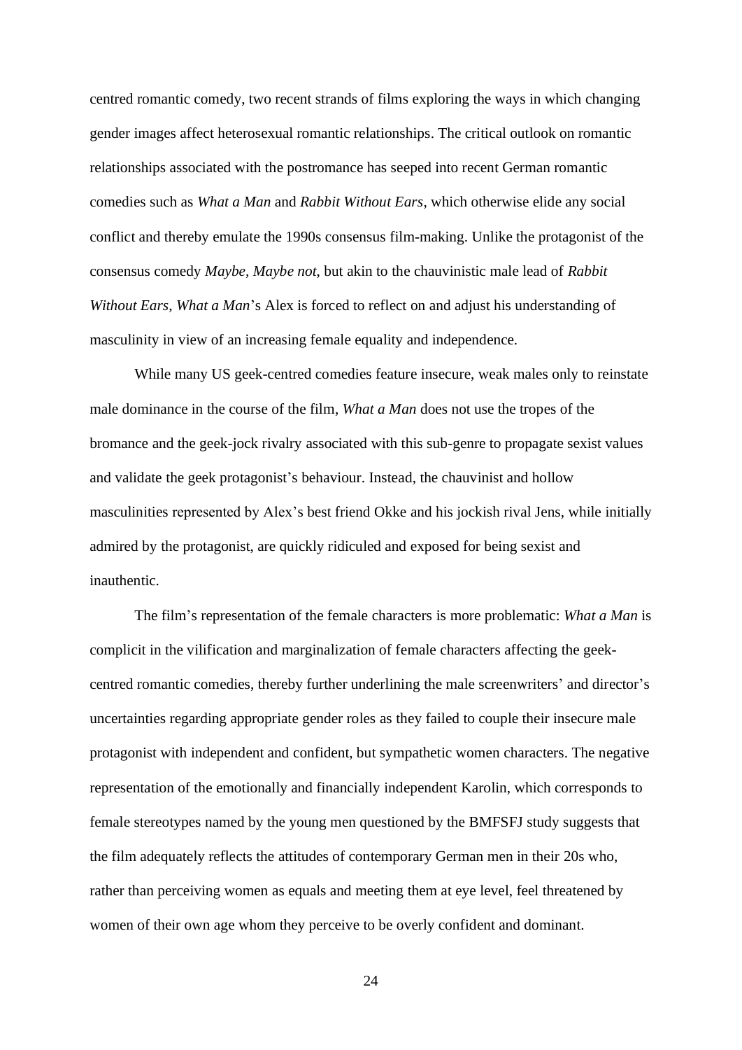centred romantic comedy, two recent strands of films exploring the ways in which changing gender images affect heterosexual romantic relationships. The critical outlook on romantic relationships associated with the postromance has seeped into recent German romantic comedies such as *What a Man* and *Rabbit Without Ears*, which otherwise elide any social conflict and thereby emulate the 1990s consensus film-making. Unlike the protagonist of the consensus comedy *Maybe, Maybe not*, but akin to the chauvinistic male lead of *Rabbit Without Ears*, *What a Man*'s Alex is forced to reflect on and adjust his understanding of masculinity in view of an increasing female equality and independence.

While many US geek-centred comedies feature insecure, weak males only to reinstate male dominance in the course of the film, *What a Man* does not use the tropes of the bromance and the geek-jock rivalry associated with this sub-genre to propagate sexist values and validate the geek protagonist's behaviour. Instead, the chauvinist and hollow masculinities represented by Alex's best friend Okke and his jockish rival Jens, while initially admired by the protagonist, are quickly ridiculed and exposed for being sexist and inauthentic.

The film's representation of the female characters is more problematic: *What a Man* is complicit in the vilification and marginalization of female characters affecting the geek-centred romantic comedies, thereby further underlining the male screenwriters' and director's uncertainties regarding appropriate gender roles as they failed to couple their insecure male protagonist with independent and confident, but sympathetic women characters. The negative representation of the emotionally and financially independent Karolin, which corresponds to female stereotypes named by the young men questioned by the BMFSFJ study suggests that the film adequately reflects the attitudes of contemporary German men in their 20s who, rather than perceiving women as equals and meeting them at eye level, feel threatened by women of their own age whom they perceive to be overly confident and dominant.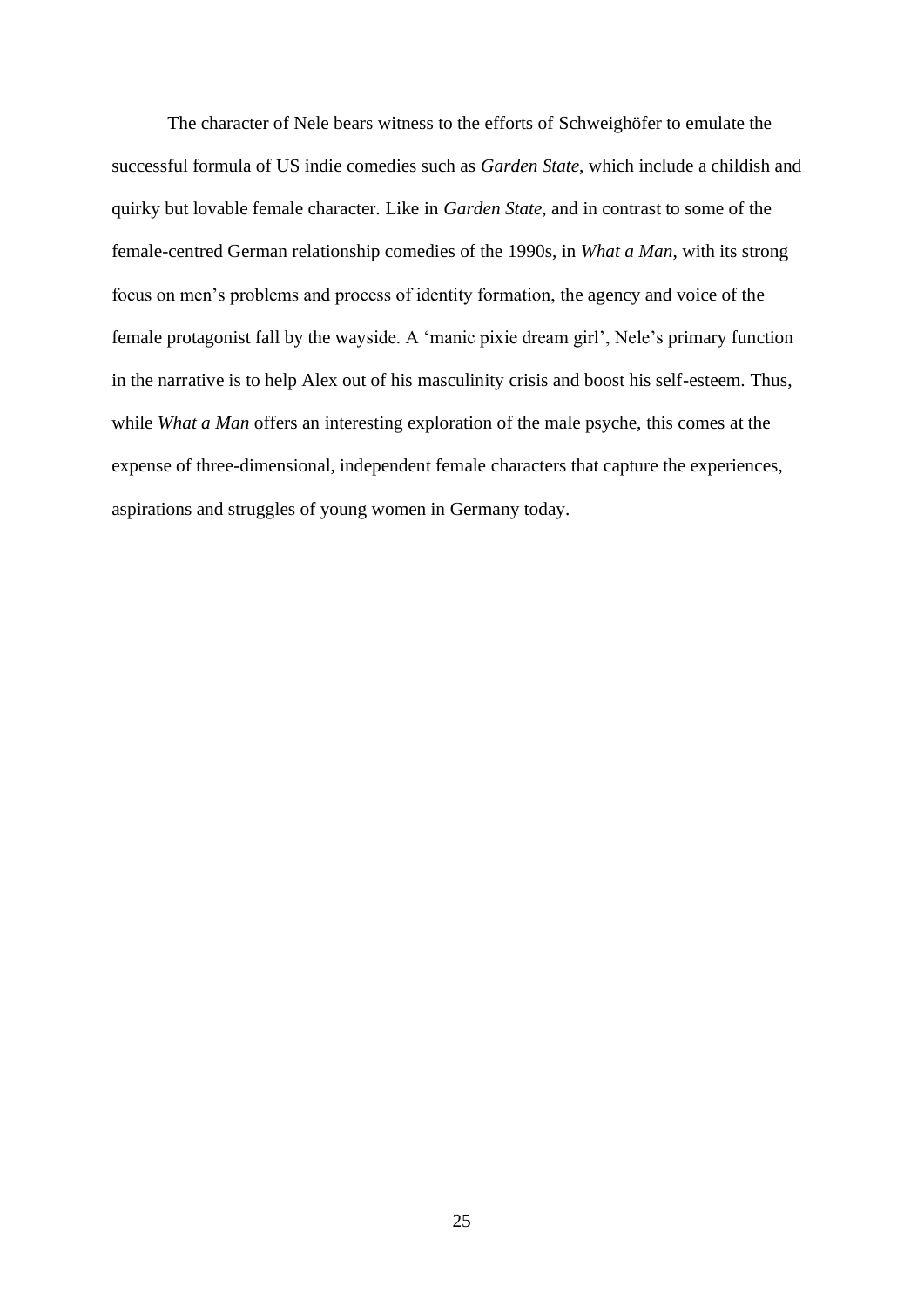The character of Nele bears witness to the efforts of Schweighöfer to emulate the successful formula of US indie comedies such as *Garden State*, which include a childish and quirky but lovable female character. Like in *Garden State*, and in contrast to some of the female-centred German relationship comedies of the 1990s, in *What a Man*, with its strong focus on men's problems and process of identity formation, the agency and voice of the female protagonist fall by the wayside. A 'manic pixie dream girl', Nele's primary function in the narrative is to help Alex out of his masculinity crisis and boost his self-esteem. Thus, while *What a Man* offers an interesting exploration of the male psyche, this comes at the expense of three-dimensional, independent female characters that capture the experiences, aspirations and struggles of young women in Germany today.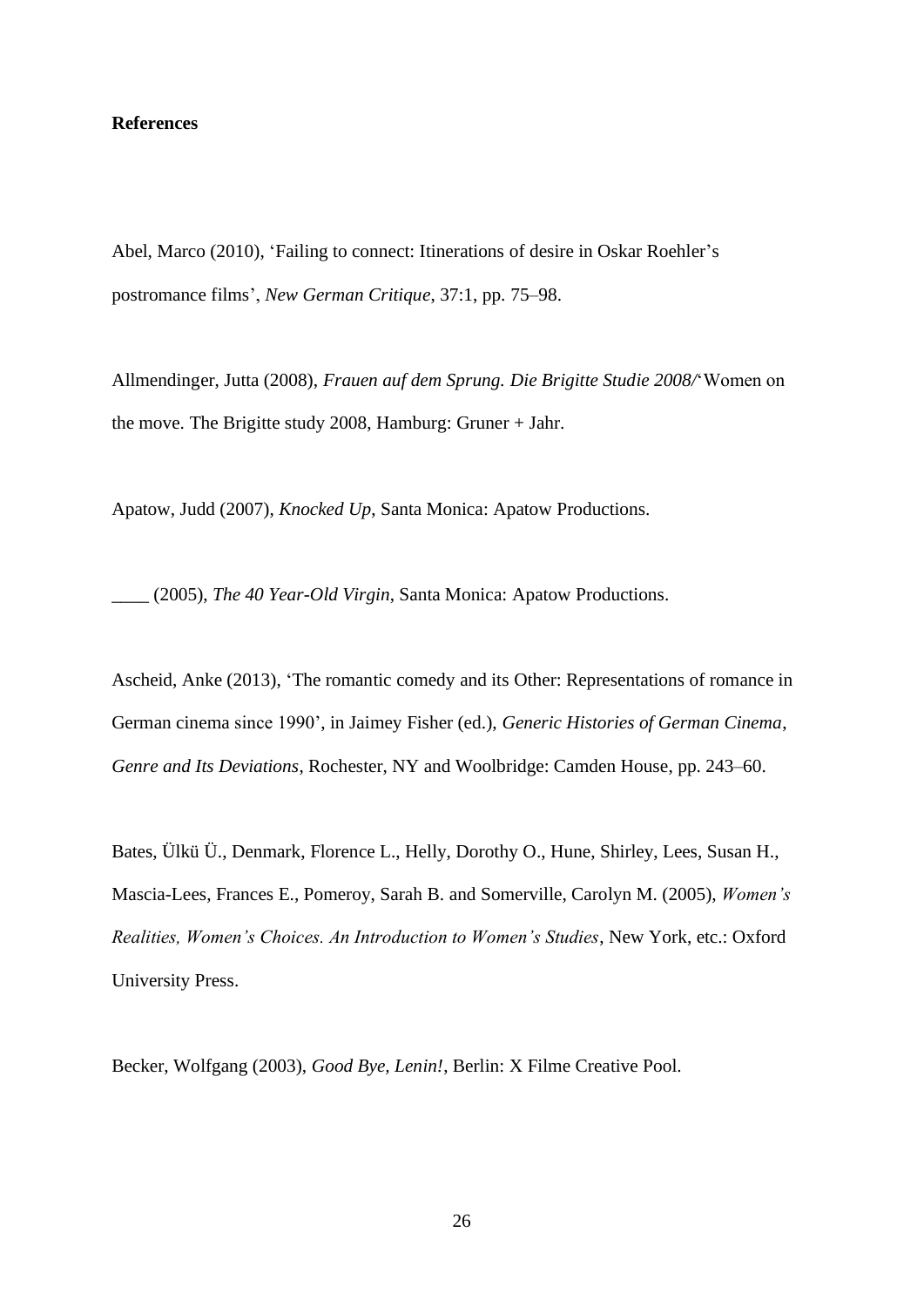**References**

Abel, Marco (2010), 'Failing to connect: Itinerations of desire in Oskar Roehler's postromance films', *New German Critique*, 37:1, pp. 75–98.

Allmendinger, Jutta (2008), *Frauen auf dem Sprung. Die Brigitte Studie 2008/*'Women on the move. The Brigitte study 2008, Hamburg: Gruner + Jahr.

Apatow, Judd (2007), *Knocked Up*, Santa Monica: Apatow Productions.

____ (2005), *The 40 Year-Old Virgin*, Santa Monica: Apatow Productions.

Ascheid, Anke (2013), 'The romantic comedy and its Other: Representations of romance in German cinema since 1990', in Jaimey Fisher (ed.), *Generic Histories of German Cinema, Genre and Its Deviations*, Rochester, NY and Woolbridge: Camden House, pp. 243–60.

Bates, Ülkü Ü., Denmark, Florence L., Helly, Dorothy O., Hune, Shirley, Lees, Susan H., Mascia-Lees, Frances E., Pomeroy, Sarah B. and Somerville, Carolyn M. (2005), *Women's Realities, Women's Choices. An Introduction to Women's Studies*, New York, etc.: Oxford University Press.

Becker, Wolfgang (2003), *Good Bye, Lenin!*, Berlin: X Filme Creative Pool.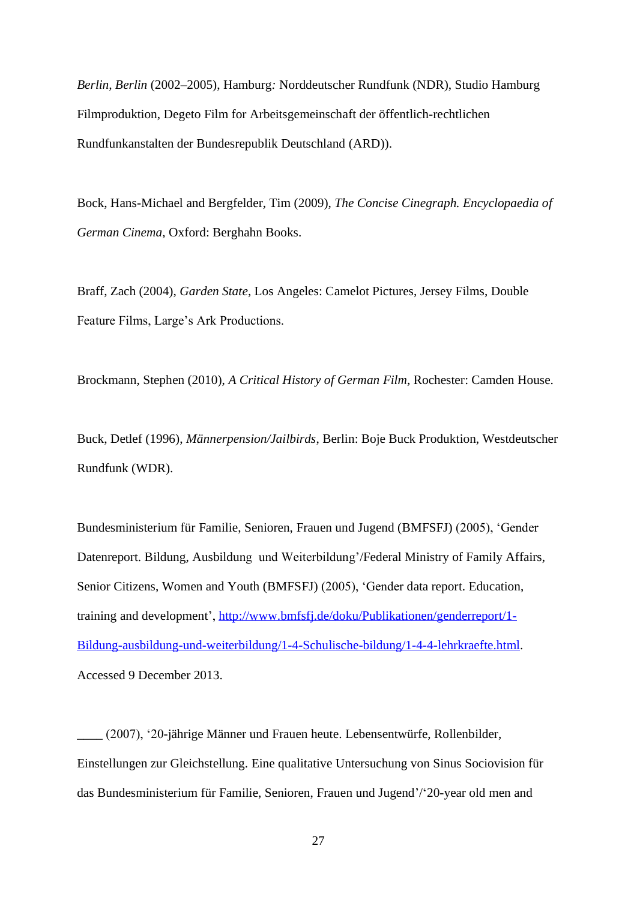*Berlin, Berlin* (2002–2005), Hamburg*:* Norddeutscher Rundfunk (NDR), Studio Hamburg Filmproduktion, Degeto Film for Arbeitsgemeinschaft der öffentlich-rechtlichen Rundfunkanstalten der Bundesrepublik Deutschland (ARD)).

Bock, Hans-Michael and Bergfelder, Tim (2009), *The Concise Cinegraph. Encyclopaedia of German Cinema*, Oxford: Berghahn Books.

Braff, Zach (2004), *Garden State*, Los Angeles: Camelot Pictures, Jersey Films, Double Feature Films, Large's Ark Productions.

Brockmann, Stephen (2010), *A Critical History of German Film*, Rochester: Camden House.

Buck, Detlef (1996), *Männerpension/Jailbirds*, Berlin: Boje Buck Produktion, Westdeutscher Rundfunk (WDR).

Bundesministerium für Familie, Senioren, Frauen und Jugend (BMFSFJ) (2005), 'Gender Datenreport. Bildung, Ausbildung und Weiterbildung'/Federal Ministry of Family Affairs, Senior Citizens, Women and Youth (BMFSFJ) (2005), 'Gender data report. Education, training and development', [http://www.bmfsfj.de/doku/Publikationen/genderreport/1-Bildung-ausbildung-und-weiterbildung/1-4-Schulische-bildung/1-4-4-lehrkraefte.html](http://www.bmfsfj.de/doku/Publikationen/genderreport/1-Bildung-ausbildung-und-weiterbildung/1-4-Schulische-bildung/1-4-4-lehrkraefte.html). Accessed 9 December 2013.

____ (2007), '20-jährige Männer und Frauen heute. Lebensentwürfe, Rollenbilder, Einstellungen zur Gleichstellung. Eine qualitative Untersuchung von Sinus Sociovision für das Bundesministerium für Familie, Senioren, Frauen und Jugend'/'20-year old men and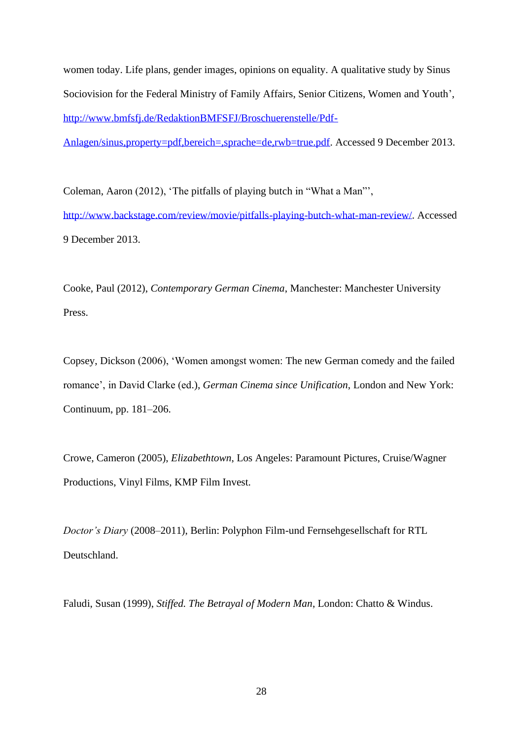women today. Life plans, gender images, opinions on equality. A qualitative study by Sinus Sociovision for the Federal Ministry of Family Affairs, Senior Citizens, Women and Youth', http://www.bmfsfj.de/RedaktionBMFSFJ/Broschuerenstelle/Pdf-Anlagen/sinus,property=pdf,bereich=,sprache=de,rwb=true.pdf. Accessed 9 December 2013.

Coleman, Aaron (2012), 'The pitfalls of playing butch in "What a Man"', http://www.backstage.com/review/movie/pitfalls-playing-butch-what-man-review/. Accessed 9 December 2013.

Cooke, Paul (2012), *Contemporary German Cinema*, Manchester: Manchester University Press.

Copsey, Dickson (2006), 'Women amongst women: The new German comedy and the failed romance', in David Clarke (ed.), *German Cinema since Unification*, London and New York: Continuum, pp. 181–206.

Crowe, Cameron (2005), *Elizabethtown*, Los Angeles: Paramount Pictures, Cruise/Wagner Productions, Vinyl Films, KMP Film Invest.

*Doctor's Diary* (2008–2011), Berlin: Polyphon Film-und Fernsehgesellschaft for RTL Deutschland.

Faludi, Susan (1999), *Stiffed. The Betrayal of Modern Man*, London: Chatto & Windus.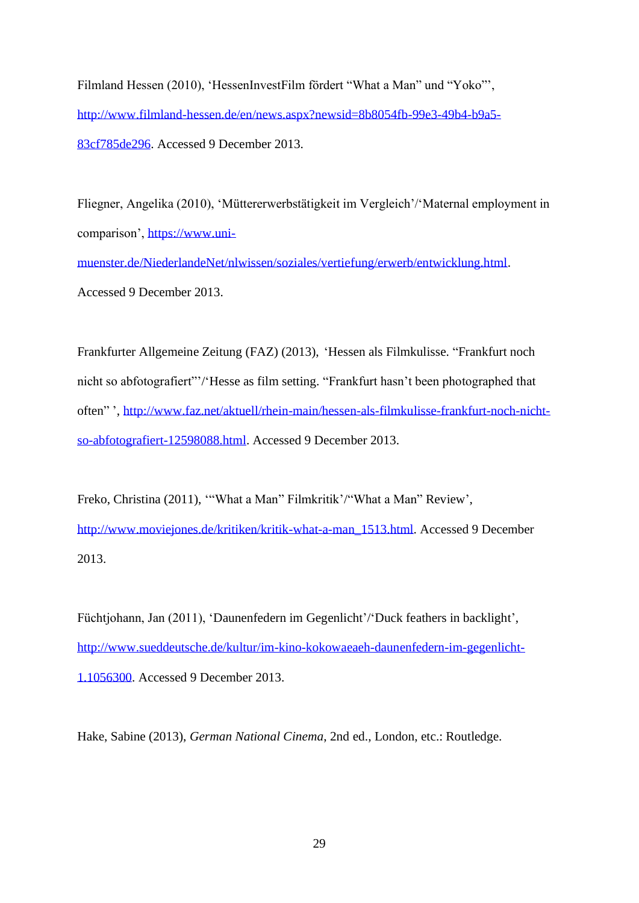Filmland Hessen (2010), 'HessenInvestFilm fördert "What a Man" und "Yoko"', http://www.filmland-hessen.de/en/news.aspx?newsid=8b8054fb-99e3-49b4-b9a5-83cf785de296. Accessed 9 December 2013.

Fliegner, Angelika (2010), 'Müttererwerbstätigkeit im Vergleich'/'Maternal employment in comparison', https://www.uni-muenster.de/NiederlandeNet/nlwissen/soziales/vertiefung/erwerb/entwicklung.html. Accessed 9 December 2013.

Frankfurter Allgemeine Zeitung (FAZ) (2013), 'Hessen als Filmkulisse. "Frankfurt noch nicht so abfotografiert"'/'Hesse as film setting. "Frankfurt hasn't been photographed that often" ', http://www.faz.net/aktuell/rhein-main/hessen-als-filmkulisse-frankfurt-noch-nicht-so-abfotografiert-12598088.html. Accessed 9 December 2013.

Freko, Christina (2011), '"What a Man" Filmkritik'/'"What a Man" Review', http://www.moviejones.de/kritiken/kritik-what-a-man_1513.html. Accessed 9 December 2013.

Füchtjohann, Jan (2011), 'Daunenfedern im Gegenlicht'/'Duck feathers in backlight', http://www.sueddeutsche.de/kultur/im-kino-kokowaeaeh-daunenfedern-im-gegenlicht-1.1056300. Accessed 9 December 2013.

Hake, Sabine (2013), *German National Cinema*, 2nd ed., London, etc.: Routledge.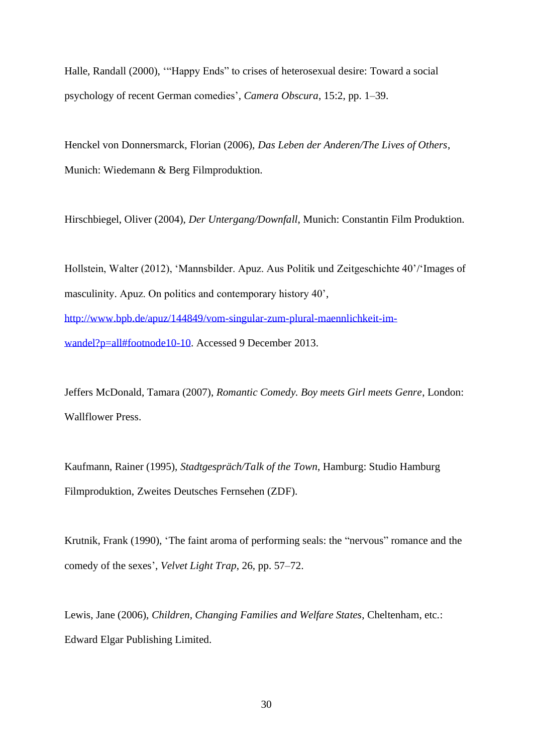Halle, Randall (2000), '"Happy Ends" to crises of heterosexual desire: Toward a social psychology of recent German comedies', *Camera Obscura*, 15:2, pp. 1–39.

Henckel von Donnersmarck, Florian (2006), *Das Leben der Anderen/The Lives of Others*, Munich: Wiedemann & Berg Filmproduktion.

Hirschbiegel, Oliver (2004), *Der Untergang/Downfall*, Munich: Constantin Film Produktion.

Hollstein, Walter (2012), 'Mannsbilder. Apuz. Aus Politik und Zeitgeschichte 40'/'Images of masculinity. Apuz. On politics and contemporary history 40', [http://www.bpb.de/apuz/144849/vom-singular-zum-plural-maennlichkeit-im-wandel?p=all#footnode10-10](http://www.bpb.de/apuz/144849/vom-singular-zum-plural-maennlichkeit-im-wandel?p=all#footnode10-10). Accessed 9 December 2013.

Jeffers McDonald, Tamara (2007), *Romantic Comedy. Boy meets Girl meets Genre*, London: Wallflower Press.

Kaufmann, Rainer (1995), *Stadtgespräch/Talk of the Town*, Hamburg: Studio Hamburg Filmproduktion, Zweites Deutsches Fernsehen (ZDF).

Krutnik, Frank (1990), 'The faint aroma of performing seals: the "nervous" romance and the comedy of the sexes', *Velvet Light Trap*, 26, pp. 57–72.

Lewis, Jane (2006), *Children, Changing Families and Welfare States*, Cheltenham, etc.: Edward Elgar Publishing Limited.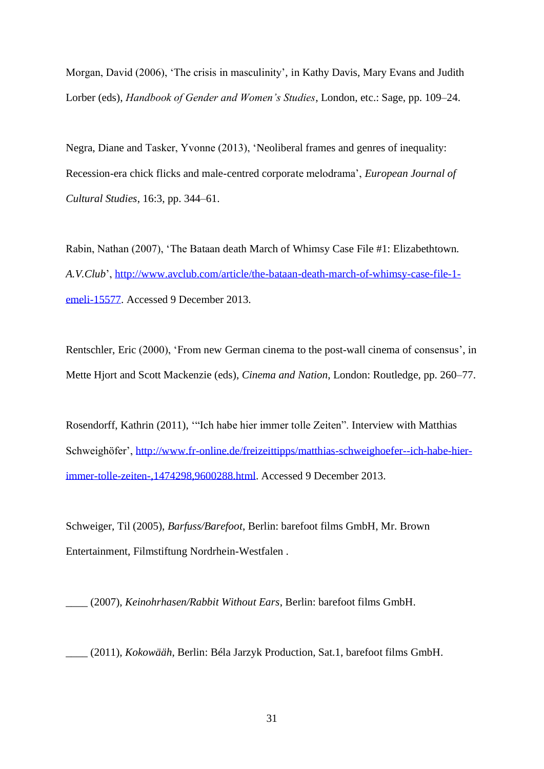Morgan, David (2006), 'The crisis in masculinity', in Kathy Davis, Mary Evans and Judith Lorber (eds), *Handbook of Gender and Women's Studies*, London, etc.: Sage, pp. 109–24.

Negra, Diane and Tasker, Yvonne (2013), 'Neoliberal frames and genres of inequality: Recession-era chick flicks and male-centred corporate melodrama', *European Journal of Cultural Studies*, 16:3, pp. 344–61.

Rabin, Nathan (2007), 'The Bataan death March of Whimsy Case File #1: Elizabethtown. *A.V.Club*', http://www.avclub.com/article/the-bataan-death-march-of-whimsy-case-file-1-emeli-15577. Accessed 9 December 2013.

Rentschler, Eric (2000), 'From new German cinema to the post-wall cinema of consensus', in Mette Hjort and Scott Mackenzie (eds), *Cinema and Nation*, London: Routledge, pp. 260–77.

Rosendorff, Kathrin (2011), '"Ich habe hier immer tolle Zeiten". Interview with Matthias Schweighöfer', http://www.fr-online.de/freizeittipps/matthias-schweighoefer--ich-habe-hier-immer-tolle-zeiten-,1474298,9600288.html. Accessed 9 December 2013.

Schweiger, Til (2005), *Barfuss/Barefoot*, Berlin: barefoot films GmbH, Mr. Brown Entertainment, Filmstiftung Nordrhein-Westfalen .

____ (2007), *Keinohrhasen/Rabbit Without Ears*, Berlin: barefoot films GmbH.

____ (2011), *Kokowääh*, Berlin: Béla Jarzyk Production, Sat.1, barefoot films GmbH.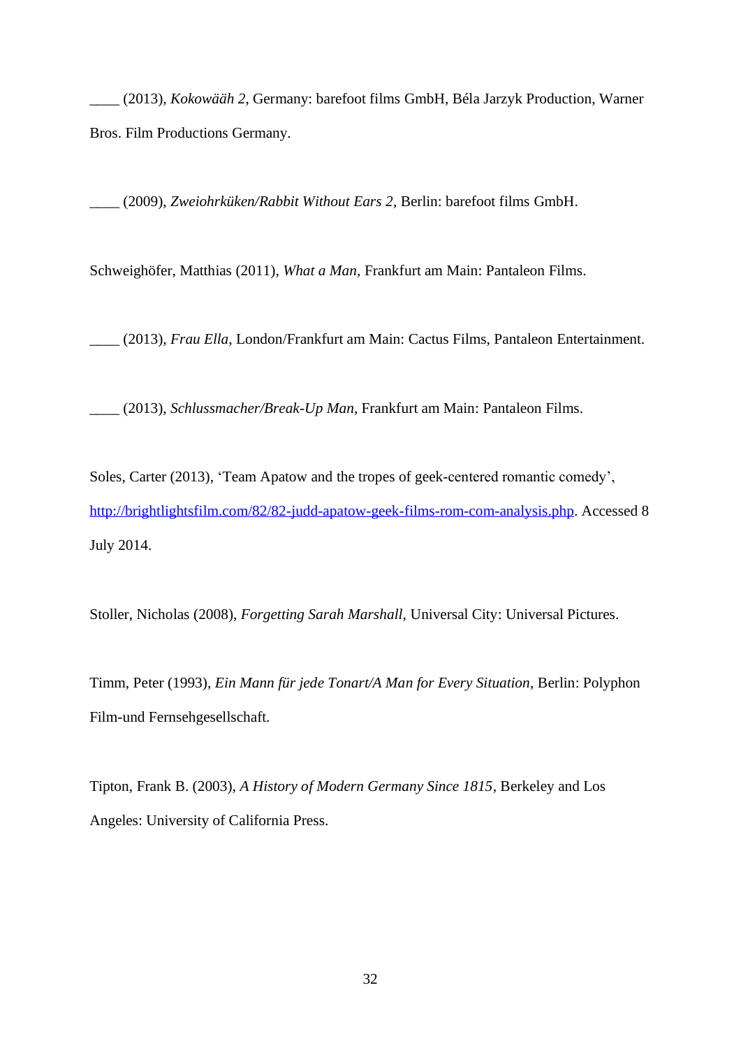____ (2013), *Kokowääh 2*, Germany: barefoot films GmbH, Béla Jarzyk Production, Warner Bros. Film Productions Germany.

____ (2009), *Zweiohrküken/Rabbit Without Ears 2*, Berlin: barefoot films GmbH.

Schweighöfer, Matthias (2011), *What a Man*, Frankfurt am Main: Pantaleon Films.

____ (2013), *Frau Ella*, London/Frankfurt am Main: Cactus Films, Pantaleon Entertainment.

____ (2013), *Schlussmacher/Break-Up Man*, Frankfurt am Main: Pantaleon Films.

Soles, Carter (2013), 'Team Apatow and the tropes of geek-centered romantic comedy', http://brightlightsfilm.com/82/82-judd-apatow-geek-films-rom-com-analysis.php. Accessed 8 July 2014.

Stoller, Nicholas (2008), *Forgetting Sarah Marshall*, Universal City: Universal Pictures.

Timm, Peter (1993), *Ein Mann für jede Tonart/A Man for Every Situation*, Berlin: Polyphon Film-und Fernsehgesellschaft.

Tipton, Frank B. (2003), *A History of Modern Germany Since 1815*, Berkeley and Los Angeles: University of California Press.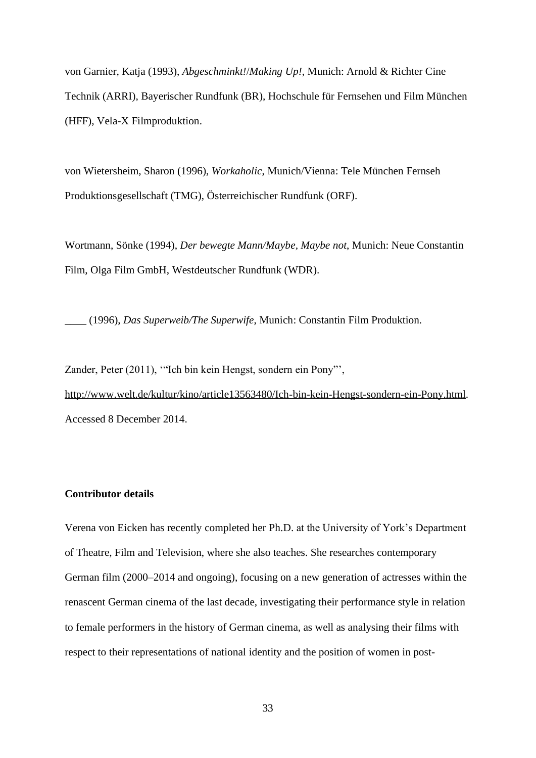von Garnier, Katja (1993), *Abgeschminkt!*/*Making Up!*, Munich: Arnold & Richter Cine Technik (ARRI), Bayerischer Rundfunk (BR), Hochschule für Fernsehen und Film München (HFF), Vela-X Filmproduktion.

von Wietersheim, Sharon (1996), *Workaholic*, Munich/Vienna: Tele München Fernseh Produktionsgesellschaft (TMG), Österreichischer Rundfunk (ORF).

Wortmann, Sönke (1994), *Der bewegte Mann/Maybe, Maybe not*, Munich: Neue Constantin Film, Olga Film GmbH, Westdeutscher Rundfunk (WDR).

____ (1996), *Das Superweib/The Superwife*, Munich: Constantin Film Produktion.

Zander, Peter (2011), '"Ich bin kein Hengst, sondern ein Pony"', http://www.welt.de/kultur/kino/article13563480/Ich-bin-kein-Hengst-sondern-ein-Pony.html. Accessed 8 December 2014.

**Contributor details**

Verena von Eicken has recently completed her Ph.D. at the University of York's Department of Theatre, Film and Television, where she also teaches. She researches contemporary German film (2000–2014 and ongoing), focusing on a new generation of actresses within the renascent German cinema of the last decade, investigating their performance style in relation to female performers in the history of German cinema, as well as analysing their films with respect to their representations of national identity and the position of women in post-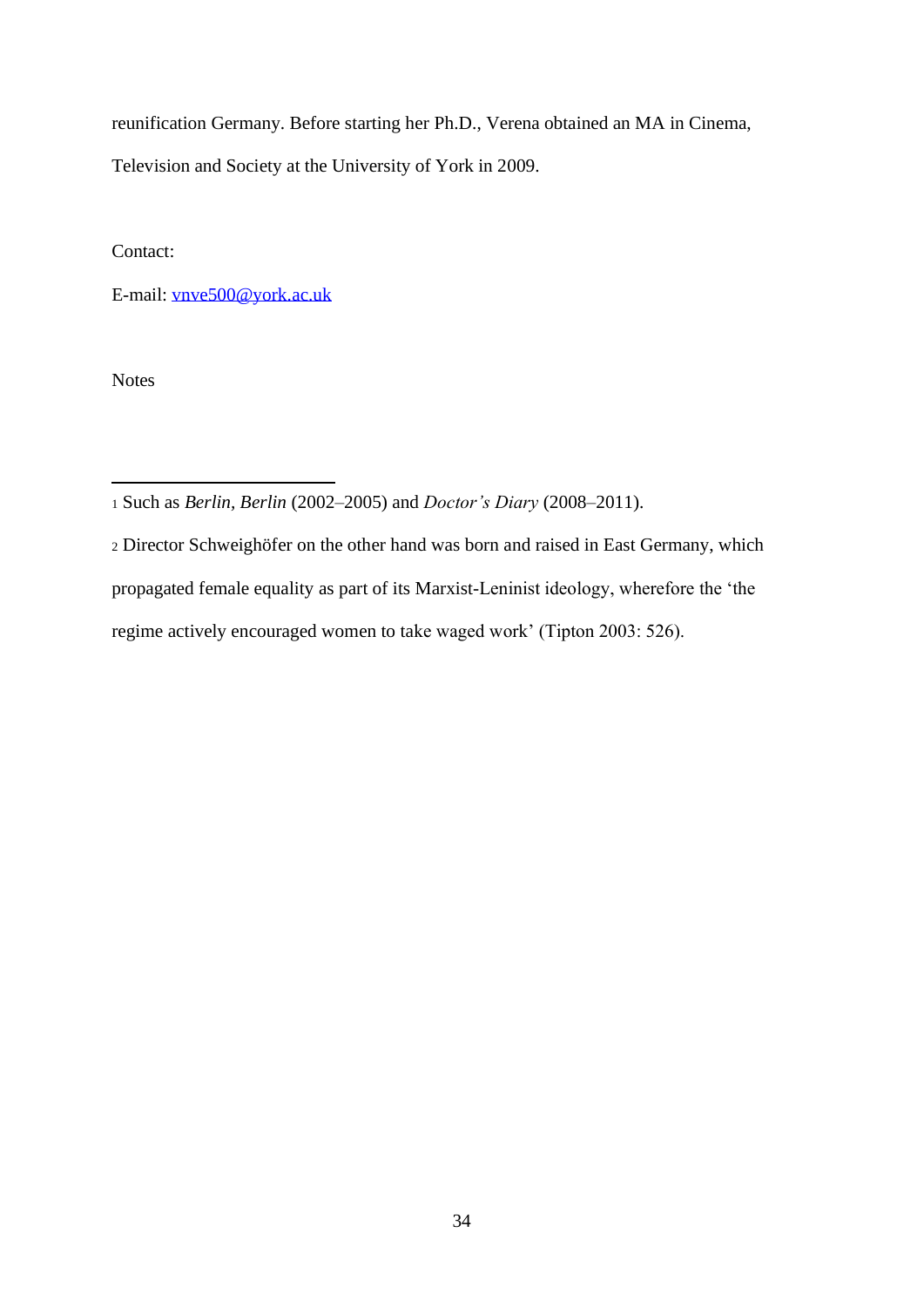reunification Germany. Before starting her Ph.D., Verena obtained an MA in Cinema, Television and Society at the University of York in 2009.

Contact:

E-mail: vnve500@york.ac.uk

Notes

---

[1] Such as *Berlin, Berlin* (2002–2005) and *Doctor's Diary* (2008–2011).

[2] Director Schweighöfer on the other hand was born and raised in East Germany, which propagated female equality as part of its Marxist-Leninist ideology, wherefore the 'the regime actively encouraged women to take waged work' (Tipton 2003: 526).